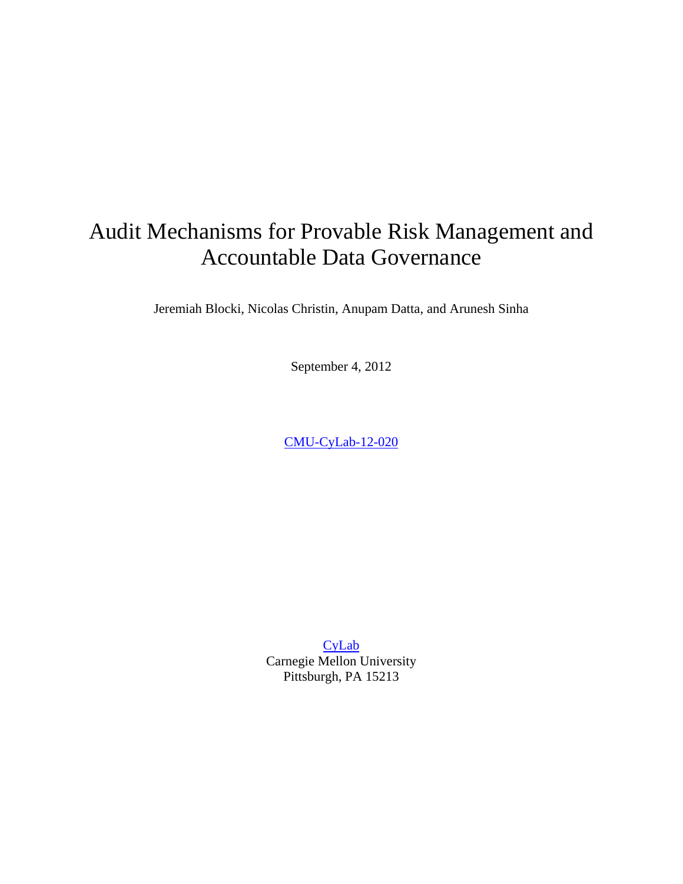# Audit Mechanisms for Provable Risk Management and Accountable Data Governance

Jeremiah Blocki, Nicolas Christin, Anupam Datta, and Arunesh Sinha

September 4, 2012

CMU-CyLab-12-020

CyLab
Carnegie Mellon University
Pittsburgh, PA 15213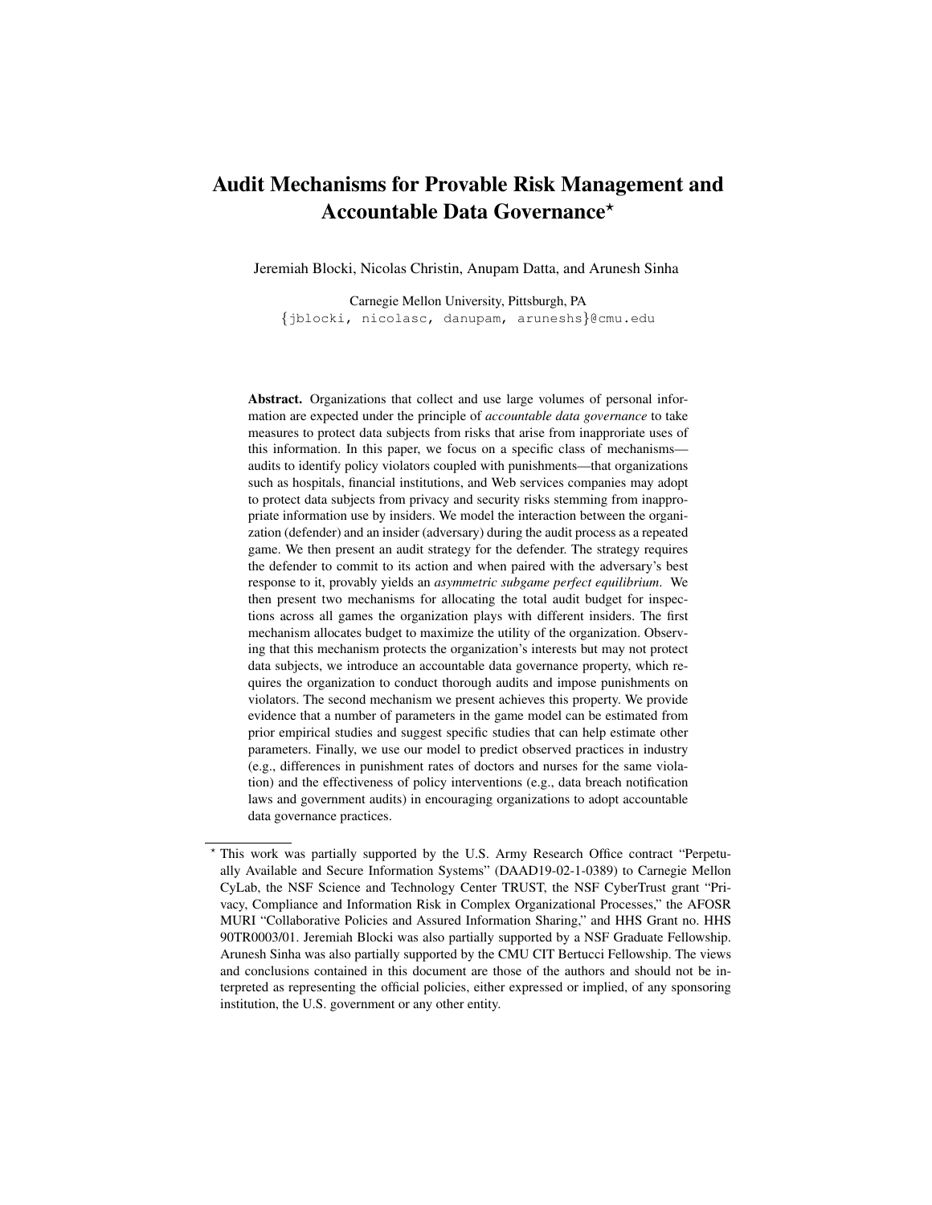// Audit Mechanisms for Provable Risk Management and Accountable Data Governance*

Jeremiah Blocki, Nicolas Christin, Anupam Datta, and Arunesh Sinha

Carnegie Mellon University, Pittsburgh, PA
{jblocki, nicolasc, danupam, aruneshs}@cmu.edu

**Abstract.** Organizations that collect and use large volumes of personal information are expected under the principle of *accountable data governance* to take measures to protect data subjects from risks that arise from inappropriate uses of this information. In this paper, we focus on a specific class of mechanisms—audits to identify policy violators coupled with punishments—that organizations such as hospitals, financial institutions, and Web services companies may adopt to protect data subjects from privacy and security risks stemming from inappropriate information use by insiders. We model the interaction between the organization (defender) and an insider (adversary) during the audit process as a repeated game. We then present an audit strategy for the defender. The strategy requires the defender to commit to its action and when paired with the adversary's best response to it, provably yields an *asymmetric subgame perfect equilibrium*. We then present two mechanisms for allocating the total audit budget for inspections across all games the organization plays with different insiders. The first mechanism allocates budget to maximize the utility of the organization. Observing that this mechanism protects the organization's interests but may not protect data subjects, we introduce an accountable data governance property, which requires the organization to conduct thorough audits and impose punishments on violators. The second mechanism we present achieves this property. We provide evidence that a number of parameters in the game model can be estimated from prior empirical studies and suggest specific studies that can help estimate other parameters. Finally, we use our model to predict observed practices in industry (e.g., differences in punishment rates of doctors and nurses for the same violation) and the effectiveness of policy interventions (e.g., data breach notification laws and government audits) in encouraging organizations to adopt accountable data governance practices.

---

* This work was partially supported by the U.S. Army Research Office contract "Perpetually Available and Secure Information Systems" (DAAD19-02-1-0389) to Carnegie Mellon CyLab, the NSF Science and Technology Center TRUST, the NSF CyberTrust grant "Privacy, Compliance and Information Risk in Complex Organizational Processes," the AFOSR MURI "Collaborative Policies and Assured Information Sharing," and HHS Grant no. HHS 90TR0003/01. Jeremiah Blocki was also partially supported by a NSF Graduate Fellowship. Arunesh Sinha was also partially supported by the CMU CIT Bertucci Fellowship. The views and conclusions contained in this document are those of the authors and should not be interpreted as representing the official policies, either expressed or implied, of any sponsoring institution, the U.S. government or any other entity.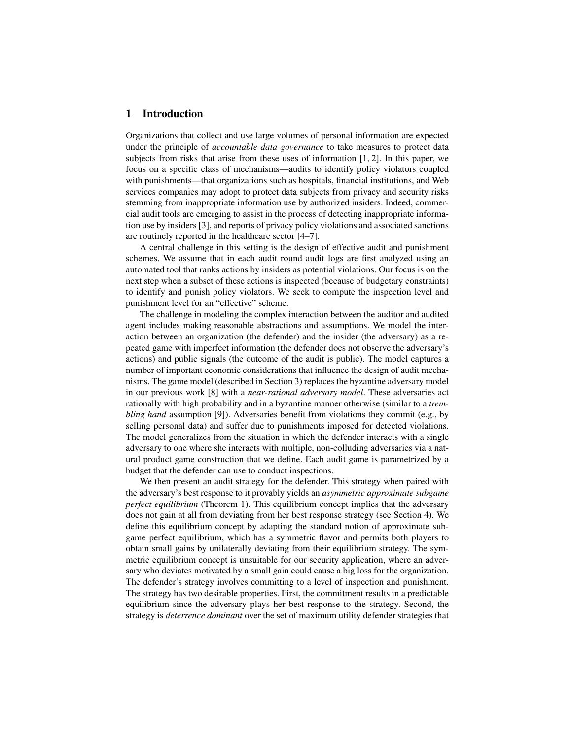# 1 Introduction

Organizations that collect and use large volumes of personal information are expected under the principle of *accountable data governance* to take measures to protect data subjects from risks that arise from these uses of information [1, 2]. In this paper, we focus on a specific class of mechanisms—audits to identify policy violators coupled with punishments—that organizations such as hospitals, financial institutions, and Web services companies may adopt to protect data subjects from privacy and security risks stemming from inappropriate information use by authorized insiders. Indeed, commercial audit tools are emerging to assist in the process of detecting inappropriate information use by insiders [3], and reports of privacy policy violations and associated sanctions are routinely reported in the healthcare sector [4–7].

A central challenge in this setting is the design of effective audit and punishment schemes. We assume that in each audit round audit logs are first analyzed using an automated tool that ranks actions by insiders as potential violations. Our focus is on the next step when a subset of these actions is inspected (because of budgetary constraints) to identify and punish policy violators. We seek to compute the inspection level and punishment level for an "effective" scheme.

The challenge in modeling the complex interaction between the auditor and audited agent includes making reasonable abstractions and assumptions. We model the interaction between an organization (the defender) and the insider (the adversary) as a repeated game with imperfect information (the defender does not observe the adversary's actions) and public signals (the outcome of the audit is public). The model captures a number of important economic considerations that influence the design of audit mechanisms. The game model (described in Section 3) replaces the byzantine adversary model in our previous work [8] with a *near-rational adversary model*. These adversaries act rationally with high probability and in a byzantine manner otherwise (similar to a *trembling hand* assumption [9]). Adversaries benefit from violations they commit (e.g., by selling personal data) and suffer due to punishments imposed for detected violations. The model generalizes from the situation in which the defender interacts with a single adversary to one where she interacts with multiple, non-colluding adversaries via a natural product game construction that we define. Each audit game is parametrized by a budget that the defender can use to conduct inspections.

We then present an audit strategy for the defender. This strategy when paired with the adversary's best response to it provably yields an *asymmetric approximate subgame perfect equilibrium* (Theorem 1). This equilibrium concept implies that the adversary does not gain at all from deviating from her best response strategy (see Section 4). We define this equilibrium concept by adapting the standard notion of approximate subgame perfect equilibrium, which has a symmetric flavor and permits both players to obtain small gains by unilaterally deviating from their equilibrium strategy. The symmetric equilibrium concept is unsuitable for our security application, where an adversary who deviates motivated by a small gain could cause a big loss for the organization. The defender's strategy involves committing to a level of inspection and punishment. The strategy has two desirable properties. First, the commitment results in a predictable equilibrium since the adversary plays her best response to the strategy. Second, the strategy is *deterrence dominant* over the set of maximum utility defender strategies that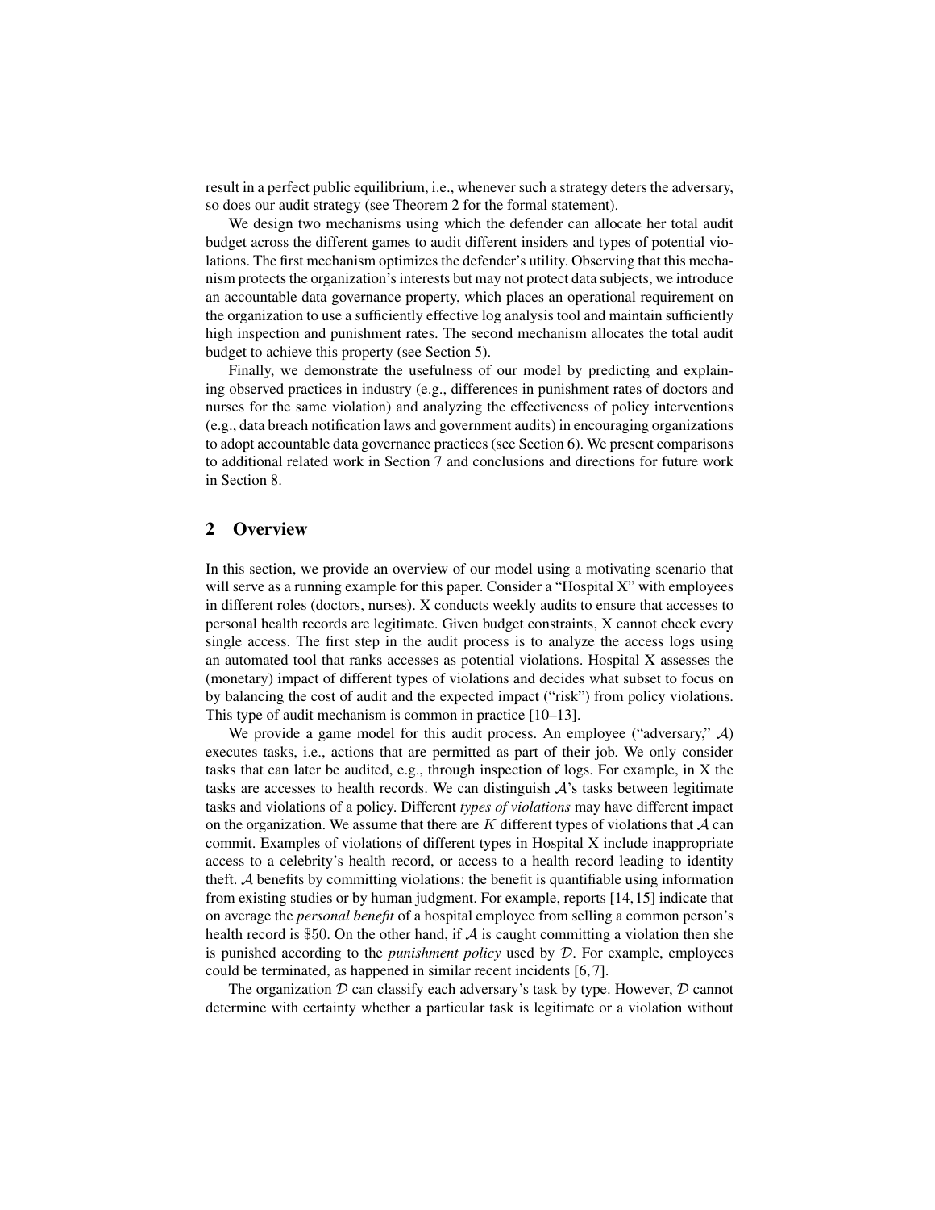result in a perfect public equilibrium, i.e., whenever such a strategy deters the adversary, so does our audit strategy (see Theorem 2 for the formal statement).

We design two mechanisms using which the defender can allocate her total audit budget across the different games to audit different insiders and types of potential violations. The first mechanism optimizes the defender's utility. Observing that this mechanism protects the organization's interests but may not protect data subjects, we introduce an accountable data governance property, which places an operational requirement on the organization to use a sufficiently effective log analysis tool and maintain sufficiently high inspection and punishment rates. The second mechanism allocates the total audit budget to achieve this property (see Section 5).

Finally, we demonstrate the usefulness of our model by predicting and explaining observed practices in industry (e.g., differences in punishment rates of doctors and nurses for the same violation) and analyzing the effectiveness of policy interventions (e.g., data breach notification laws and government audits) in encouraging organizations to adopt accountable data governance practices (see Section 6). We present comparisons to additional related work in Section 7 and conclusions and directions for future work in Section 8.

## 2 Overview

In this section, we provide an overview of our model using a motivating scenario that will serve as a running example for this paper. Consider a "Hospital X" with employees in different roles (doctors, nurses). X conducts weekly audits to ensure that accesses to personal health records are legitimate. Given budget constraints, X cannot check every single access. The first step in the audit process is to analyze the access logs using an automated tool that ranks accesses as potential violations. Hospital X assesses the (monetary) impact of different types of violations and decides what subset to focus on by balancing the cost of audit and the expected impact ("risk") from policy violations. This type of audit mechanism is common in practice [10–13].

We provide a game model for this audit process. An employee ("adversary," $\mathcal{A}$) executes tasks, i.e., actions that are permitted as part of their job. We only consider tasks that can later be audited, e.g., through inspection of logs. For example, in X the tasks are accesses to health records. We can distinguish $\mathcal{A}$'s tasks between legitimate tasks and violations of a policy. Different *types of violations* may have different impact on the organization. We assume that there are $K$ different types of violations that $\mathcal{A}$ can commit. Examples of violations of different types in Hospital X include inappropriate access to a celebrity's health record, or access to a health record leading to identity theft. $\mathcal{A}$ benefits by committing violations: the benefit is quantifiable using information from existing studies or by human judgment. For example, reports [14, 15] indicate that on average the *personal benefit* of a hospital employee from selling a common person's health record is $\$50$. On the other hand, if $\mathcal{A}$ is caught committing a violation then she is punished according to the *punishment policy* used by $\mathcal{D}$. For example, employees could be terminated, as happened in similar recent incidents [6, 7].

The organization $\mathcal{D}$ can classify each adversary's task by type. However, $\mathcal{D}$ cannot determine with certainty whether a particular task is legitimate or a violation without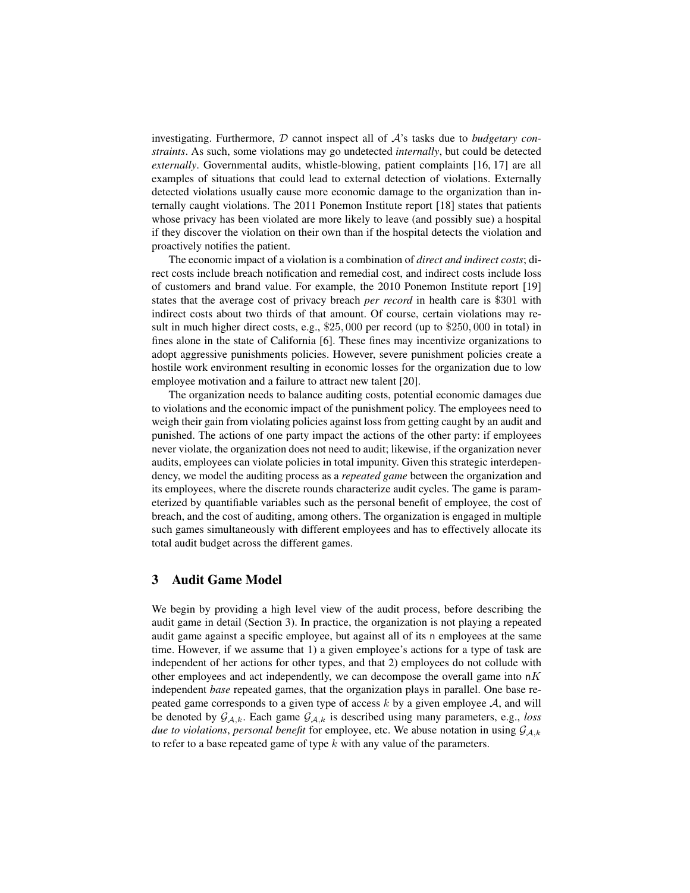investigating. Furthermore, $\mathcal{D}$ cannot inspect all of $\mathcal{A}$'s tasks due to *budgetary constraints*. As such, some violations may go undetected *internally*, but could be detected *externally*. Governmental audits, whistle-blowing, patient complaints [16, 17] are all examples of situations that could lead to external detection of violations. Externally detected violations usually cause more economic damage to the organization than internally caught violations. The 2011 Ponemon Institute report [18] states that patients whose privacy has been violated are more likely to leave (and possibly sue) a hospital if they discover the violation on their own than if the hospital detects the violation and proactively notifies the patient.

The economic impact of a violation is a combination of *direct and indirect costs*; direct costs include breach notification and remedial cost, and indirect costs include loss of customers and brand value. For example, the 2010 Ponemon Institute report [19] states that the average cost of privacy breach *per record* in health care is $\$301$ with indirect costs about two thirds of that amount. Of course, certain violations may result in much higher direct costs, e.g., $\$25,000$ per record (up to $\$250,000$ in total) in fines alone in the state of California [6]. These fines may incentivize organizations to adopt aggressive punishments policies. However, severe punishment policies create a hostile work environment resulting in economic losses for the organization due to low employee motivation and a failure to attract new talent [20].

The organization needs to balance auditing costs, potential economic damages due to violations and the economic impact of the punishment policy. The employees need to weigh their gain from violating policies against loss from getting caught by an audit and punished. The actions of one party impact the actions of the other party: if employees never violate, the organization does not need to audit; likewise, if the organization never audits, employees can violate policies in total impunity. Given this strategic interdependency, we model the auditing process as a *repeated game* between the organization and its employees, where the discrete rounds characterize audit cycles. The game is parameterized by quantifiable variables such as the personal benefit of employee, the cost of breach, and the cost of auditing, among others. The organization is engaged in multiple such games simultaneously with different employees and has to effectively allocate its total audit budget across the different games.

## 3 Audit Game Model

We begin by providing a high level view of the audit process, before describing the audit game in detail (Section 3). In practice, the organization is not playing a repeated audit game against a specific employee, but against all of its $\mathsf{n}$ employees at the same time. However, if we assume that 1) a given employee's actions for a type of task are independent of her actions for other types, and that 2) employees do not collude with other employees and act independently, we can decompose the overall game into $\mathsf{n}K$ independent *base* repeated games, that the organization plays in parallel. One base repeated game corresponds to a given type of access $k$ by a given employee $\mathcal{A}$, and will be denoted by $\mathcal{G}_{\mathcal{A},k}$. Each game $\mathcal{G}_{\mathcal{A},k}$ is described using many parameters, e.g., *loss due to violations*, *personal benefit* for employee, etc. We abuse notation in using $\mathcal{G}_{\mathcal{A},k}$ to refer to a base repeated game of type $k$ with any value of the parameters.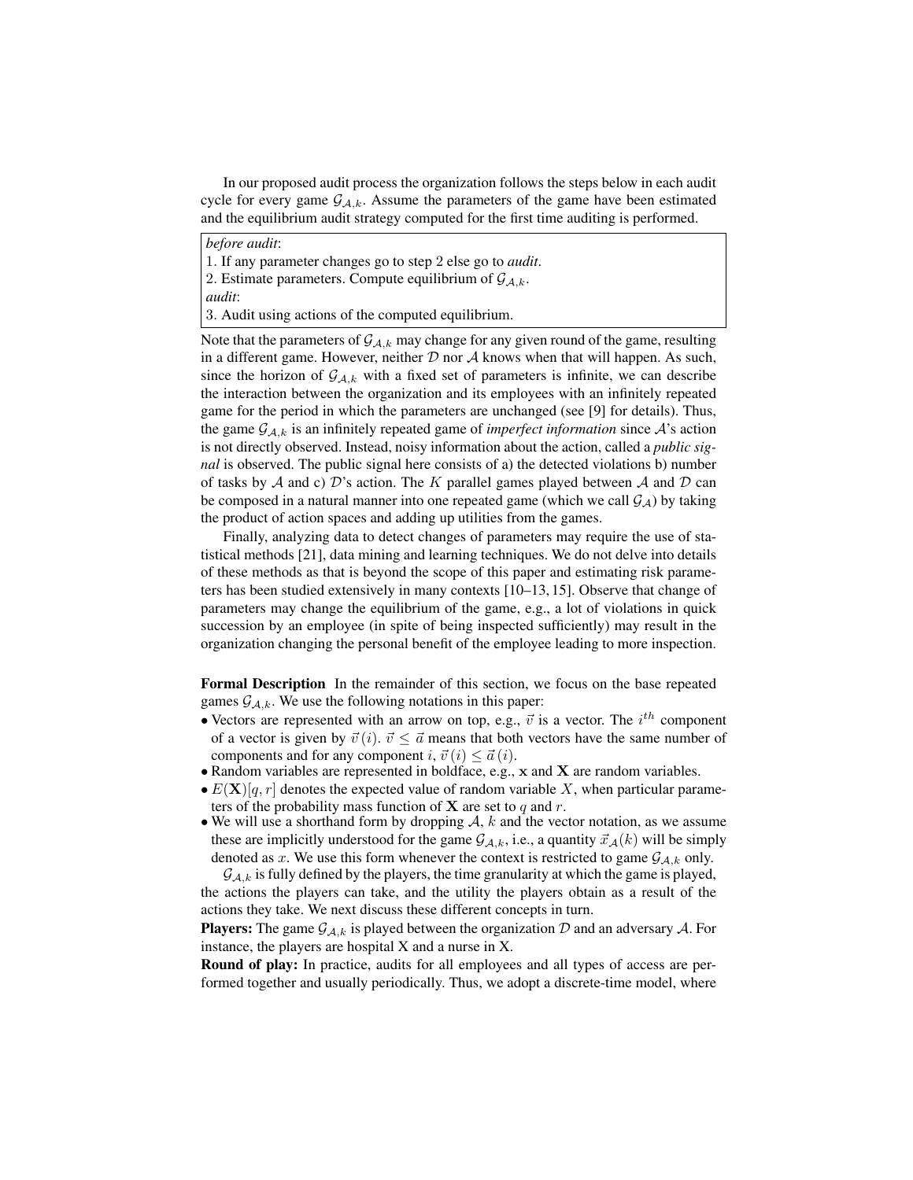In our proposed audit process the organization follows the steps below in each audit cycle for every game $\mathcal{G}_{\mathcal{A},k}$. Assume the parameters of the game have been estimated and the equilibrium audit strategy computed for the first time auditing is performed.

*before audit*:
1. If any parameter changes go to step 2 else go to *audit*.
2. Estimate parameters. Compute equilibrium of $\mathcal{G}_{\mathcal{A},k}$.

*audit*:
3. Audit using actions of the computed equilibrium.

Note that the parameters of $\mathcal{G}_{\mathcal{A},k}$ may change for any given round of the game, resulting in a different game. However, neither $\mathcal{D}$ nor $\mathcal{A}$ knows when that will happen. As such, since the horizon of $\mathcal{G}_{\mathcal{A},k}$ with a fixed set of parameters is infinite, we can describe the interaction between the organization and its employees with an infinitely repeated game for the period in which the parameters are unchanged (see [9] for details). Thus, the game $\mathcal{G}_{\mathcal{A},k}$ is an infinitely repeated game of *imperfect information* since $\mathcal{A}$'s action is not directly observed. Instead, noisy information about the action, called a *public signal* is observed. The public signal here consists of a) the detected violations b) number of tasks by $\mathcal{A}$ and c) $\mathcal{D}$'s action. The $K$ parallel games played between $\mathcal{A}$ and $\mathcal{D}$ can be composed in a natural manner into one repeated game (which we call $\mathcal{G}_{\mathcal{A}}$) by taking the product of action spaces and adding up utilities from the games.

Finally, analyzing data to detect changes of parameters may require the use of statistical methods [21], data mining and learning techniques. We do not delve into details of these methods as that is beyond the scope of this paper and estimating risk parameters has been studied extensively in many contexts [10–13, 15]. Observe that change of parameters may change the equilibrium of the game, e.g., a lot of violations in quick succession by an employee (in spite of being inspected sufficiently) may result in the organization changing the personal benefit of the employee leading to more inspection.

**Formal Description** In the remainder of this section, we focus on the base repeated games $\mathcal{G}_{\mathcal{A},k}$. We use the following notations in this paper:

- Vectors are represented with an arrow on top, e.g., $\vec{v}$ is a vector. The $i^{th}$ component of a vector is given by $\vec{v}\,(i)$. $\vec{v} \leq \vec{a}$ means that both vectors have the same number of components and for any component $i$, $\vec{v}\,(i) \leq \vec{a}\,(i)$.
- Random variables are represented in boldface, e.g., $\mathbf{x}$ and $\mathbf{X}$ are random variables.
- $E(\mathbf{X})[q, r]$ denotes the expected value of random variable $X$, when particular parameters of the probability mass function of $\mathbf{X}$ are set to $q$ and $r$.
- We will use a shorthand form by dropping $\mathcal{A}$, $k$ and the vector notation, as we assume these are implicitly understood for the game $\mathcal{G}_{\mathcal{A},k}$, i.e., a quantity $\vec{x}_{\mathcal{A}}(k)$ will be simply denoted as $x$. We use this form whenever the context is restricted to game $\mathcal{G}_{\mathcal{A},k}$ only.

$\mathcal{G}_{\mathcal{A},k}$ is fully defined by the players, the time granularity at which the game is played, the actions the players can take, and the utility the players obtain as a result of the actions they take. We next discuss these different concepts in turn.

**Players:** The game $\mathcal{G}_{\mathcal{A},k}$ is played between the organization $\mathcal{D}$ and an adversary $\mathcal{A}$. For instance, the players are hospital X and a nurse in X.

**Round of play:** In practice, audits for all employees and all types of access are performed together and usually periodically. Thus, we adopt a discrete-time model, where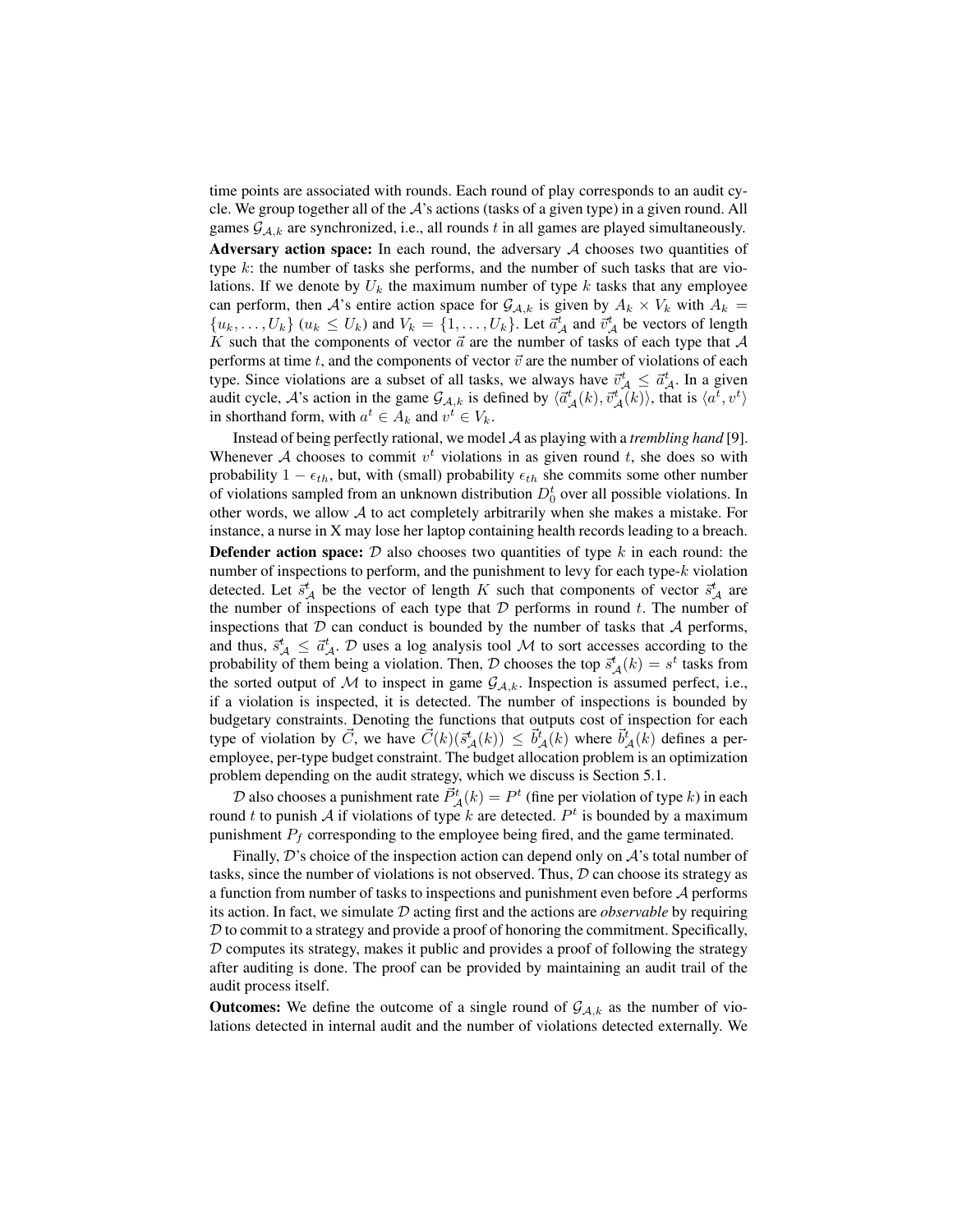time points are associated with rounds. Each round of play corresponds to an audit cycle. We group together all of the $\mathcal{A}$'s actions (tasks of a given type) in a given round. All games $\mathcal{G}_{\mathcal{A},k}$ are synchronized, i.e., all rounds $t$ in all games are played simultaneously.

**Adversary action space:** In each round, the adversary $\mathcal{A}$ chooses two quantities of type $k$: the number of tasks she performs, and the number of such tasks that are violations. If we denote by $U_k$ the maximum number of type $k$ tasks that any employee can perform, then $\mathcal{A}$'s entire action space for $\mathcal{G}_{\mathcal{A},k}$ is given by $A_k \times V_k$ with $A_k = \{u_k, \ldots, U_k\}$ ($u_k \leq U_k$) and $V_k = \{1, \ldots, U_k\}$. Let $\vec{a}^t_{\mathcal{A}}$ and $\vec{v}^t_{\mathcal{A}}$ be vectors of length $K$ such that the components of vector $\vec{a}$ are the number of tasks of each type that $\mathcal{A}$ performs at time $t$, and the components of vector $\vec{v}$ are the number of violations of each type. Since violations are a subset of all tasks, we always have $\vec{v}^t_{\mathcal{A}} \leq \vec{a}^t_{\mathcal{A}}$. In a given audit cycle, $\mathcal{A}$'s action in the game $\mathcal{G}_{\mathcal{A},k}$ is defined by $\langle \vec{a}^t_{\mathcal{A}}(k), \vec{v}^t_{\mathcal{A}}(k) \rangle$, that is $\langle a^t, v^t \rangle$ in shorthand form, with $a^t \in A_k$ and $v^t \in V_k$.

Instead of being perfectly rational, we model $\mathcal{A}$ as playing with a *trembling hand* [9]. Whenever $\mathcal{A}$ chooses to commit $v^t$ violations in as given round $t$, she does so with probability $1 - \epsilon_{th}$, but, with (small) probability $\epsilon_{th}$ she commits some other number of violations sampled from an unknown distribution $D^t_0$ over all possible violations. In other words, we allow $\mathcal{A}$ to act completely arbitrarily when she makes a mistake. For instance, a nurse in X may lose her laptop containing health records leading to a breach.

**Defender action space:** $\mathcal{D}$ also chooses two quantities of type $k$ in each round: the number of inspections to perform, and the punishment to levy for each type-$k$ violation detected. Let $\vec{s}^t_{\mathcal{A}}$ be the vector of length $K$ such that components of vector $\vec{s}^t_{\mathcal{A}}$ are the number of inspections of each type that $\mathcal{D}$ performs in round $t$. The number of inspections that $\mathcal{D}$ can conduct is bounded by the number of tasks that $\mathcal{A}$ performs, and thus, $\vec{s}^t_{\mathcal{A}} \leq \vec{a}^t_{\mathcal{A}}$. $\mathcal{D}$ uses a log analysis tool $\mathcal{M}$ to sort accesses according to the probability of them being a violation. Then, $\mathcal{D}$ chooses the top $\vec{s}^t_{\mathcal{A}}(k) = s^t$ tasks from the sorted output of $\mathcal{M}$ to inspect in game $\mathcal{G}_{\mathcal{A},k}$. Inspection is assumed perfect, i.e., if a violation is inspected, it is detected. The number of inspections is bounded by budgetary constraints. Denoting the functions that outputs cost of inspection for each type of violation by $\vec{C}$, we have $\vec{C}(k)(\vec{s}^t_{\mathcal{A}}(k)) \leq \vec{b}^t_{\mathcal{A}}(k)$ where $\vec{b}^t_{\mathcal{A}}(k)$ defines a per-employee, per-type budget constraint. The budget allocation problem is an optimization problem depending on the audit strategy, which we discuss is Section 5.1.

$\mathcal{D}$ also chooses a punishment rate $\vec{P}^t_{\mathcal{A}}(k) = P^t$ (fine per violation of type $k$) in each round $t$ to punish $\mathcal{A}$ if violations of type $k$ are detected. $P^t$ is bounded by a maximum punishment $P_f$ corresponding to the employee being fired, and the game terminated.

Finally, $\mathcal{D}$'s choice of the inspection action can depend only on $\mathcal{A}$'s total number of tasks, since the number of violations is not observed. Thus, $\mathcal{D}$ can choose its strategy as a function from number of tasks to inspections and punishment even before $\mathcal{A}$ performs its action. In fact, we simulate $\mathcal{D}$ acting first and the actions are *observable* by requiring $\mathcal{D}$ to commit to a strategy and provide a proof of honoring the commitment. Specifically, $\mathcal{D}$ computes its strategy, makes it public and provides a proof of following the strategy after auditing is done. The proof can be provided by maintaining an audit trail of the audit process itself.

**Outcomes:** We define the outcome of a single round of $\mathcal{G}_{\mathcal{A},k}$ as the number of violations detected in internal audit and the number of violations detected externally. We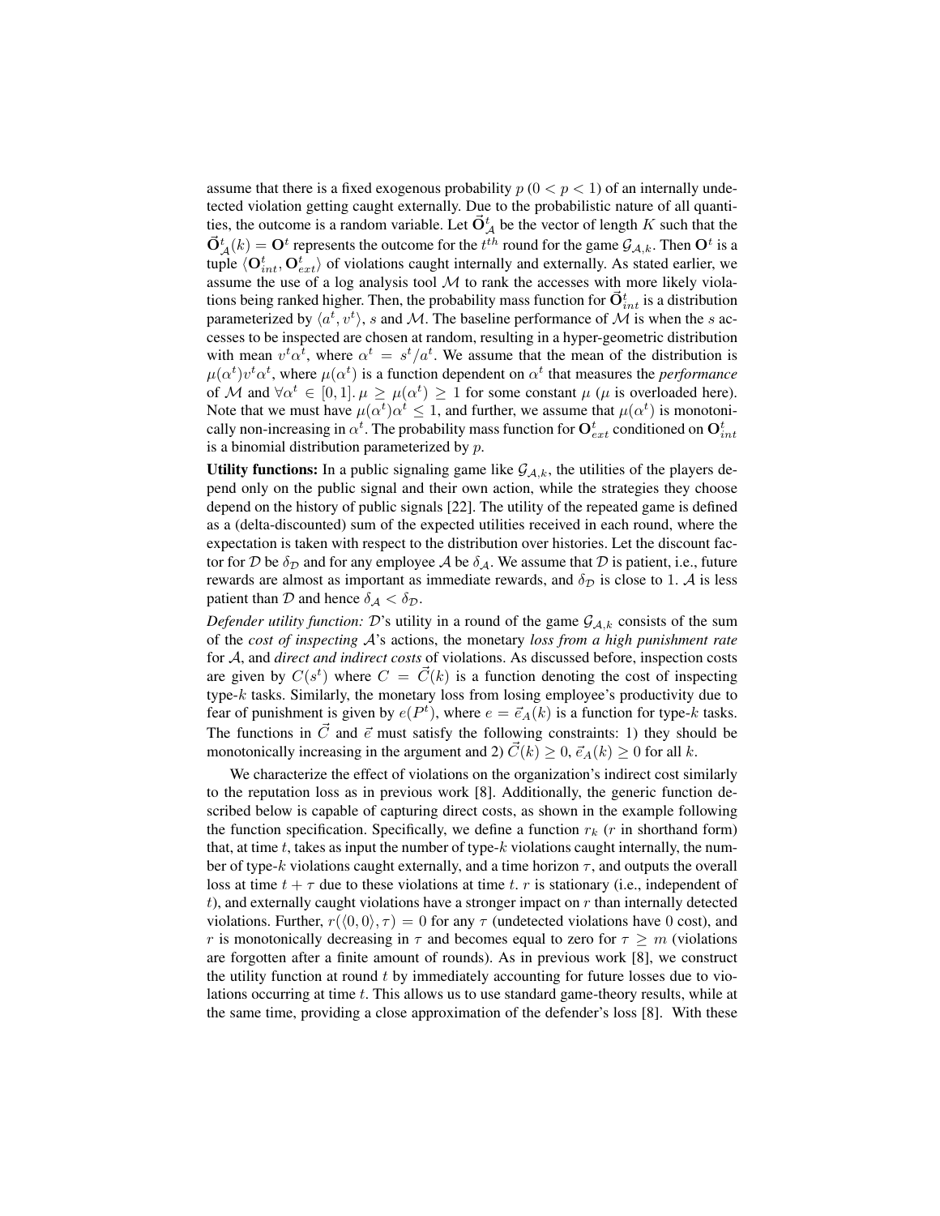assume that there is a fixed exogenous probability $p$ ($0 < p < 1$) of an internally undetected violation getting caught externally. Due to the probabilistic nature of all quantities, the outcome is a random variable. Let $\vec{\mathbf{O}}^t_{\mathcal{A}}$ be the vector of length $K$ such that the $\vec{\mathbf{O}}^t_{\mathcal{A}}(k) = \mathbf{O}^t$ represents the outcome for the $t^{th}$ round for the game $\mathcal{G}_{\mathcal{A},k}$. Then $\mathbf{O}^t$ is a tuple $\langle \mathbf{O}^t_{int}, \mathbf{O}^t_{ext} \rangle$ of violations caught internally and externally. As stated earlier, we assume the use of a log analysis tool $\mathcal{M}$ to rank the accesses with more likely violations being ranked higher. Then, the probability mass function for $\vec{\mathbf{O}}^t_{int}$ is a distribution parameterized by $\langle a^t, v^t \rangle$, $s$ and $\mathcal{M}$. The baseline performance of $\mathcal{M}$ is when the $s$ accesses to be inspected are chosen at random, resulting in a hyper-geometric distribution with mean $v^t \alpha^t$, where $\alpha^t = s^t/a^t$. We assume that the mean of the distribution is $\mu(\alpha^t) v^t \alpha^t$, where $\mu(\alpha^t)$ is a function dependent on $\alpha^t$ that measures the *performance* of $\mathcal{M}$ and $\forall \alpha^t \in [0, 1]$. $\mu \geq \mu(\alpha^t) \geq 1$ for some constant $\mu$ ($\mu$ is overloaded here). Note that we must have $\mu(\alpha^t)\alpha^t \leq 1$, and further, we assume that $\mu(\alpha^t)$ is monotonically non-increasing in $\alpha^t$. The probability mass function for $\mathbf{O}^t_{ext}$ conditioned on $\mathbf{O}^t_{int}$ is a binomial distribution parameterized by $p$.

**Utility functions:** In a public signaling game like $\mathcal{G}_{\mathcal{A},k}$, the utilities of the players depend only on the public signal and their own action, while the strategies they choose depend on the history of public signals [22]. The utility of the repeated game is defined as a (delta-discounted) sum of the expected utilities received in each round, where the expectation is taken with respect to the distribution over histories. Let the discount factor for $\mathcal{D}$ be $\delta_{\mathcal{D}}$ and for any employee $\mathcal{A}$ be $\delta_{\mathcal{A}}$. We assume that $\mathcal{D}$ is patient, i.e., future rewards are almost as important as immediate rewards, and $\delta_{\mathcal{D}}$ is close to 1. $\mathcal{A}$ is less patient than $\mathcal{D}$ and hence $\delta_{\mathcal{A}} < \delta_{\mathcal{D}}$.

*Defender utility function:* $\mathcal{D}$'s utility in a round of the game $\mathcal{G}_{\mathcal{A},k}$ consists of the sum of the *cost of inspecting* $\mathcal{A}$'s actions, the monetary *loss from a high punishment rate* for $\mathcal{A}$, and *direct and indirect costs* of violations. As discussed before, inspection costs are given by $C(s^t)$ where $C = \vec{C}(k)$ is a function denoting the cost of inspecting type-$k$ tasks. Similarly, the monetary loss from losing employee's productivity due to fear of punishment is given by $e(P^t)$, where $e = \vec{e}_A(k)$ is a function for type-$k$ tasks. The functions in $\vec{C}$ and $\vec{e}$ must satisfy the following constraints: 1) they should be monotonically increasing in the argument and 2) $\vec{C}(k) \geq 0$, $\vec{e}_A(k) \geq 0$ for all $k$.

We characterize the effect of violations on the organization's indirect cost similarly to the reputation loss as in previous work [8]. Additionally, the generic function described below is capable of capturing direct costs, as shown in the example following the function specification. Specifically, we define a function $r_k$ ($r$ in shorthand form) that, at time $t$, takes as input the number of type-$k$ violations caught internally, the number of type-$k$ violations caught externally, and a time horizon $\tau$, and outputs the overall loss at time $t + \tau$ due to these violations at time $t$. $r$ is stationary (i.e., independent of $t$), and externally caught violations have a stronger impact on $r$ than internally detected violations. Further, $r(\langle 0, 0 \rangle, \tau) = 0$ for any $\tau$ (undetected violations have 0 cost), and $r$ is monotonically decreasing in $\tau$ and becomes equal to zero for $\tau \geq m$ (violations are forgotten after a finite amount of rounds). As in previous work [8], we construct the utility function at round $t$ by immediately accounting for future losses due to violations occurring at time $t$. This allows us to use standard game-theory results, while at the same time, providing a close approximation of the defender's loss [8]. With these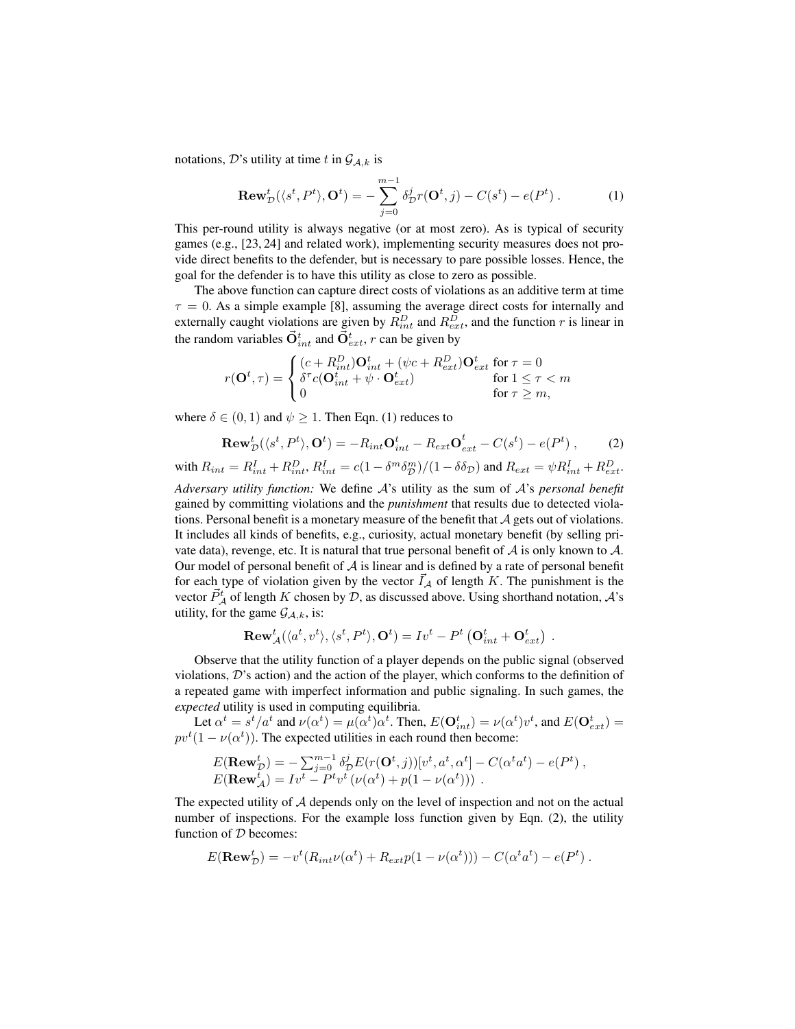notations, $\mathcal{D}$'s utility at time $t$ in $\mathcal{G}_{\mathcal{A},k}$ is

$$\mathbf{Rew}^t_{\mathcal{D}}(\langle s^t, P^t \rangle, \mathbf{O}^t) = -\sum_{j=0}^{m-1} \delta^j_{\mathcal{D}} r(\mathbf{O}^t, j) - C(s^t) - e(P^t) \; . \tag{1}$$

This per-round utility is always negative (or at most zero). As is typical of security games (e.g., [23, 24] and related work), implementing security measures does not provide direct benefits to the defender, but is necessary to pare possible losses. Hence, the goal for the defender is to have this utility as close to zero as possible.

The above function can capture direct costs of violations as an additive term at time $\tau = 0$. As a simple example [8], assuming the average direct costs for internally and externally caught violations are given by $R^D_{int}$ and $R^D_{ext}$, and the function $r$ is linear in the random variables $\vec{\mathbf{O}}^t_{int}$ and $\vec{\mathbf{O}}^t_{ext}$, $r$ can be given by

$$r(\mathbf{O}^t, \tau) = \begin{cases} (c + R^D_{int})\mathbf{O}^t_{int} + (\psi c + R^D_{ext})\mathbf{O}^t_{ext} & \text{for } \tau = 0 \\ \delta^\tau c(\mathbf{O}^t_{int} + \psi \cdot \mathbf{O}^t_{ext}) & \text{for } 1 \le \tau < m \\ 0 & \text{for } \tau \ge m, \end{cases}$$

where $\delta \in (0, 1)$ and $\psi \ge 1$. Then Eqn. (1) reduces to

$$\mathbf{Rew}^t_{\mathcal{D}}(\langle s^t, P^t \rangle, \mathbf{O}^t) = -R_{int}\mathbf{O}^t_{int} - R_{ext}\mathbf{O}^t_{ext} - C(s^t) - e(P^t) \; , \tag{2}$$

with $R_{int} = R^I_{int} + R^D_{int}$, $R^I_{int} = c(1 - \delta^m \delta^m_{\mathcal{D}})/(1 - \delta\delta_{\mathcal{D}})$ and $R_{ext} = \psi R^I_{int} + R^D_{ext}$.

*Adversary utility function:* We define $\mathcal{A}$'s utility as the sum of $\mathcal{A}$'s *personal benefit* gained by committing violations and the *punishment* that results due to detected violations. Personal benefit is a monetary measure of the benefit that $\mathcal{A}$ gets out of violations. It includes all kinds of benefits, e.g., curiosity, actual monetary benefit (by selling private data), revenge, etc. It is natural that true personal benefit of $\mathcal{A}$ is only known to $\mathcal{A}$. Our model of personal benefit of $\mathcal{A}$ is linear and is defined by a rate of personal benefit for each type of violation given by the vector $\vec{I}_{\mathcal{A}}$ of length $K$. The punishment is the vector $\vec{P}^t_{\mathcal{A}}$ of length $K$ chosen by $\mathcal{D}$, as discussed above. Using shorthand notation, $\mathcal{A}$'s utility, for the game $\mathcal{G}_{\mathcal{A},k}$, is:

$$\mathbf{Rew}^t_{\mathcal{A}}(\langle a^t, v^t \rangle, \langle s^t, P^t \rangle, \mathbf{O}^t) = Iv^t - P^t \left( \mathbf{O}^t_{int} + \mathbf{O}^t_{ext} \right) \; .$$

Observe that the utility function of a player depends on the public signal (observed violations, $\mathcal{D}$'s action) and the action of the player, which conforms to the definition of a repeated game with imperfect information and public signaling. In such games, the *expected* utility is used in computing equilibria.

Let $\alpha^t = s^t/a^t$ and $\nu(\alpha^t) = \mu(\alpha^t)\alpha^t$. Then, $E(\mathbf{O}^t_{int}) = \nu(\alpha^t)v^t$, and $E(\mathbf{O}^t_{ext}) = pv^t(1 - \nu(\alpha^t))$. The expected utilities in each round then become:

$$\begin{aligned} &E(\mathbf{Rew}^t_{\mathcal{D}}) = -\textstyle\sum_{j=0}^{m-1} \delta^j_{\mathcal{D}} E(r(\mathbf{O}^t, j))[v^t, a^t, \alpha^t] - C(\alpha^t a^t) - e(P^t) \; , \\ &E(\mathbf{Rew}^t_{\mathcal{A}}) = Iv^t - P^t v^t \left( \nu(\alpha^t) + p(1 - \nu(\alpha^t)) \right) \; . \end{aligned}$$

The expected utility of $\mathcal{A}$ depends only on the level of inspection and not on the actual number of inspections. For the example loss function given by Eqn. (2), the utility function of $\mathcal{D}$ becomes:

$$E(\mathbf{Rew}^t_{\mathcal{D}}) = -v^t(R_{int}\nu(\alpha^t) + R_{ext}p(1 - \nu(\alpha^t))) - C(\alpha^t a^t) - e(P^t) \; .$$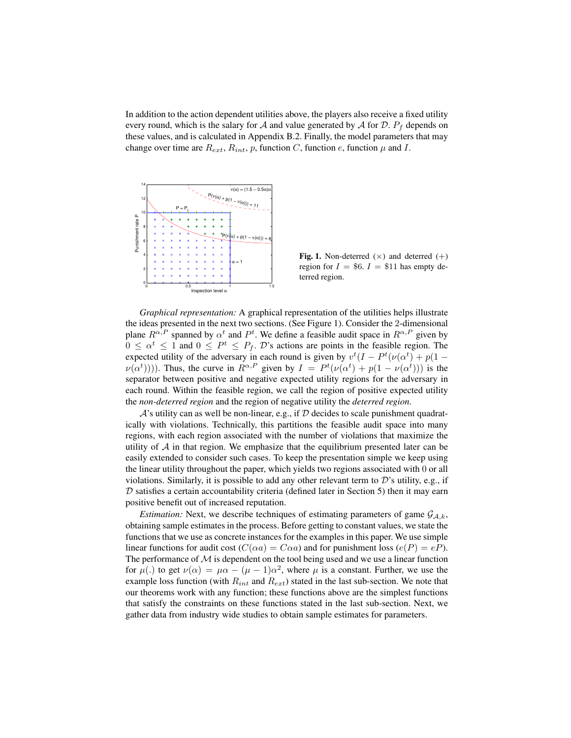In addition to the action dependent utilities above, the players also receive a fixed utility every round, which is the salary for $\mathcal{A}$ and value generated by $\mathcal{A}$ for $\mathcal{D}$. $P_f$ depends on these values, and is calculated in Appendix B.2. Finally, the model parameters that may change over time are $R_{ext}$, $R_{int}$, $p$, function $C$, function $e$, function $\mu$ and $I$.

**Fig. 1.** Non-deterred ($\times$) and deterred ($+$) region for $I = \$6$. $I = \$11$ has empty deterred region.

*Graphical representation:* A graphical representation of the utilities helps illustrate the ideas presented in the next two sections. (See Figure 1). Consider the 2-dimensional plane $R^{\alpha,P}$ spanned by $\alpha^t$ and $P^t$. We define a feasible audit space in $R^{\alpha,P}$ given by $0 \leq \alpha^t \leq 1$ and $0 \leq P^t \leq P_f$. $\mathcal{D}$'s actions are points in the feasible region. The expected utility of the adversary in each round is given by $v^t(I - P^t(\nu(\alpha^t) + p(1 - \nu(\alpha^t))))$. Thus, the curve in $R^{\alpha,P}$ given by $I = P^t(\nu(\alpha^t) + p(1 - \nu(\alpha^t)))$ is the separator between positive and negative expected utility regions for the adversary in each round. Within the feasible region, we call the region of positive expected utility the *non-deterred region* and the region of negative utility the *deterred region*.

$\mathcal{A}$'s utility can as well be non-linear, e.g., if $\mathcal{D}$ decides to scale punishment quadratically with violations. Technically, this partitions the feasible audit space into many regions, with each region associated with the number of violations that maximize the utility of $\mathcal{A}$ in that region. We emphasize that the equilibrium presented later can be easily extended to consider such cases. To keep the presentation simple we keep using the linear utility throughout the paper, which yields two regions associated with 0 or all violations. Similarly, it is possible to add any other relevant term to $\mathcal{D}$'s utility, e.g., if $\mathcal{D}$ satisfies a certain accountability criteria (defined later in Section 5) then it may earn positive benefit out of increased reputation.

*Estimation:* Next, we describe techniques of estimating parameters of game $\mathcal{G}_{\mathcal{A},k}$, obtaining sample estimates in the process. Before getting to constant values, we state the functions that we use as concrete instances for the examples in this paper. We use simple linear functions for audit cost ($C(\alpha a) = C\alpha a$) and for punishment loss ($e(P) = eP$). The performance of $\mathcal{M}$ is dependent on the tool being used and we use a linear function for $\mu(.)$ to get $\nu(\alpha) = \mu\alpha - (\mu - 1)\alpha^2$, where $\mu$ is a constant. Further, we use the example loss function (with $R_{int}$ and $R_{ext}$) stated in the last sub-section. We note that our theorems work with any function; these functions above are the simplest functions that satisfy the constraints on these functions stated in the last sub-section. Next, we gather data from industry wide studies to obtain sample estimates for parameters.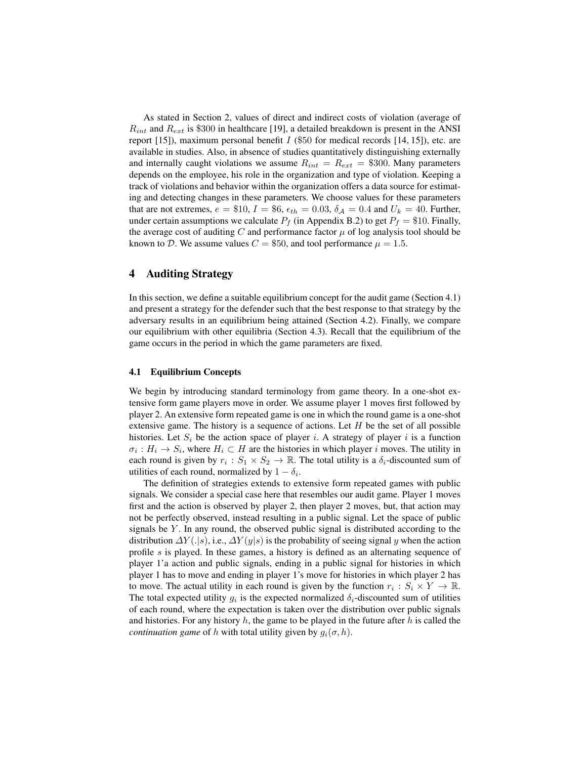As stated in Section 2, values of direct and indirect costs of violation (average of $R_{int}$ and $R_{ext}$ is \$300 in healthcare [19], a detailed breakdown is present in the ANSI report [15]), maximum personal benefit $I$ (\$50 for medical records [14, 15]), etc. are available in studies. Also, in absence of studies quantitatively distinguishing externally and internally caught violations we assume $R_{int} = R_{ext} = \$300$. Many parameters depends on the employee, his role in the organization and type of violation. Keeping a track of violations and behavior within the organization offers a data source for estimating and detecting changes in these parameters. We choose values for these parameters that are not extremes, $e = \$10$, $I = \$6$, $\epsilon_{th} = 0.03$, $\delta_{\mathcal{A}} = 0.4$ and $U_k = 40$. Further, under certain assumptions we calculate $P_f$ (in Appendix B.2) to get $P_f = \$10$. Finally, the average cost of auditing $C$ and performance factor $\mu$ of log analysis tool should be known to $\mathcal{D}$. We assume values $C = \$50$, and tool performance $\mu = 1.5$.

# 4 Auditing Strategy

In this section, we define a suitable equilibrium concept for the audit game (Section 4.1) and present a strategy for the defender such that the best response to that strategy by the adversary results in an equilibrium being attained (Section 4.2). Finally, we compare our equilibrium with other equilibria (Section 4.3). Recall that the equilibrium of the game occurs in the period in which the game parameters are fixed.

## 4.1 Equilibrium Concepts

We begin by introducing standard terminology from game theory. In a one-shot extensive form game players move in order. We assume player 1 moves first followed by player 2. An extensive form repeated game is one in which the round game is a one-shot extensive game. The history is a sequence of actions. Let $H$ be the set of all possible histories. Let $S_i$ be the action space of player $i$. A strategy of player $i$ is a function $\sigma_i : H_i \rightarrow S_i$, where $H_i \subset H$ are the histories in which player $i$ moves. The utility in each round is given by $r_i : S_1 \times S_2 \rightarrow \mathbb{R}$. The total utility is a $\delta_i$-discounted sum of utilities of each round, normalized by $1 - \delta_i$.

The definition of strategies extends to extensive form repeated games with public signals. We consider a special case here that resembles our audit game. Player 1 moves first and the action is observed by player 2, then player 2 moves, but, that action may not be perfectly observed, instead resulting in a public signal. Let the space of public signals be $Y$. In any round, the observed public signal is distributed according to the distribution $\Delta Y(.|s)$, i.e., $\Delta Y(y|s)$ is the probability of seeing signal $y$ when the action profile $s$ is played. In these games, a history is defined as an alternating sequence of player 1'a action and public signals, ending in a public signal for histories in which player 1 has to move and ending in player 1's move for histories in which player 2 has to move. The actual utility in each round is given by the function $r_i : S_i \times Y \rightarrow \mathbb{R}$. The total expected utility $g_i$ is the expected normalized $\delta_i$-discounted sum of utilities of each round, where the expectation is taken over the distribution over public signals and histories. For any history $h$, the game to be played in the future after $h$ is called the *continuation game* of $h$ with total utility given by $g_i(\sigma, h)$.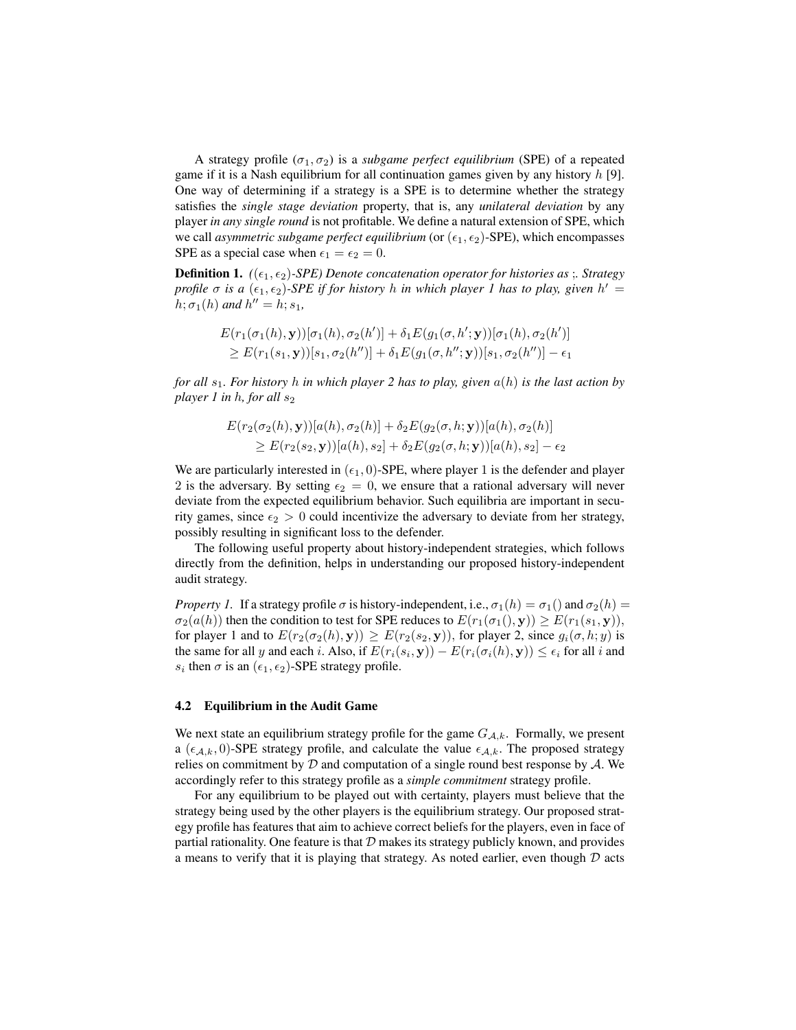A strategy profile $(\sigma_1, \sigma_2)$ is a *subgame perfect equilibrium* (SPE) of a repeated game if it is a Nash equilibrium for all continuation games given by any history $h$ [9]. One way of determining if a strategy is a SPE is to determine whether the strategy satisfies the *single stage deviation* property, that is, any *unilateral deviation* by any player *in any single round* is not profitable. We define a natural extension of SPE, which we call *asymmetric subgame perfect equilibrium* (or $(\epsilon_1, \epsilon_2)$-SPE), which encompasses SPE as a special case when $\epsilon_1 = \epsilon_2 = 0$.

**Definition 1.** *($(\epsilon_1, \epsilon_2)$-SPE) Denote concatenation operator for histories as ;. Strategy profile $\sigma$ is a $(\epsilon_1, \epsilon_2)$-SPE if for history $h$ in which player 1 has to play, given $h' = h; \sigma_1(h)$ and $h'' = h; s_1$,*

$$
\begin{aligned}
&E(r_1(\sigma_1(h), \mathbf{y}))[\sigma_1(h), \sigma_2(h')] + \delta_1 E(g_1(\sigma, h'; \mathbf{y}))[\sigma_1(h), \sigma_2(h')] \\
&\quad \geq E(r_1(s_1, \mathbf{y}))[s_1, \sigma_2(h'')] + \delta_1 E(g_1(\sigma, h''; \mathbf{y}))[s_1, \sigma_2(h'')] - \epsilon_1
\end{aligned}
$$

*for all $s_1$. For history $h$ in which player 2 has to play, given $a(h)$ is the last action by player 1 in $h$, for all $s_2$*

$$
\begin{aligned}
&E(r_2(\sigma_2(h), \mathbf{y}))[a(h), \sigma_2(h)] + \delta_2 E(g_2(\sigma, h; \mathbf{y}))[a(h), \sigma_2(h)] \\
&\quad \geq E(r_2(s_2, \mathbf{y}))[a(h), s_2] + \delta_2 E(g_2(\sigma, h; \mathbf{y}))[a(h), s_2] - \epsilon_2
\end{aligned}
$$

We are particularly interested in $(\epsilon_1, 0)$-SPE, where player 1 is the defender and player 2 is the adversary. By setting $\epsilon_2 = 0$, we ensure that a rational adversary will never deviate from the expected equilibrium behavior. Such equilibria are important in security games, since $\epsilon_2 > 0$ could incentivize the adversary to deviate from her strategy, possibly resulting in significant loss to the defender.

The following useful property about history-independent strategies, which follows directly from the definition, helps in understanding our proposed history-independent audit strategy.

*Property 1.* If a strategy profile $\sigma$ is history-independent, i.e., $\sigma_1(h) = \sigma_1()$ and $\sigma_2(h) = \sigma_2(a(h))$ then the condition to test for SPE reduces to $E(r_1(\sigma_1(), \mathbf{y})) \geq E(r_1(s_1, \mathbf{y}))$, for player 1 and to $E(r_2(\sigma_2(h), \mathbf{y})) \geq E(r_2(s_2, \mathbf{y}))$, for player 2, since $g_i(\sigma, h; y)$ is the same for all $y$ and each $i$. Also, if $E(r_i(s_i, \mathbf{y})) - E(r_i(\sigma_i(h), \mathbf{y})) \leq \epsilon_i$ for all $i$ and $s_i$ then $\sigma$ is an $(\epsilon_1, \epsilon_2)$-SPE strategy profile.

### 4.2 Equilibrium in the Audit Game

We next state an equilibrium strategy profile for the game $G_{\mathcal{A},k}$. Formally, we present a $(\epsilon_{\mathcal{A},k}, 0)$-SPE strategy profile, and calculate the value $\epsilon_{\mathcal{A},k}$. The proposed strategy relies on commitment by $\mathcal{D}$ and computation of a single round best response by $\mathcal{A}$. We accordingly refer to this strategy profile as a *simple commitment* strategy profile.

For any equilibrium to be played out with certainty, players must believe that the strategy being used by the other players is the equilibrium strategy. Our proposed strategy profile has features that aim to achieve correct beliefs for the players, even in face of partial rationality. One feature is that $\mathcal{D}$ makes its strategy publicly known, and provides a means to verify that it is playing that strategy. As noted earlier, even though $\mathcal{D}$ acts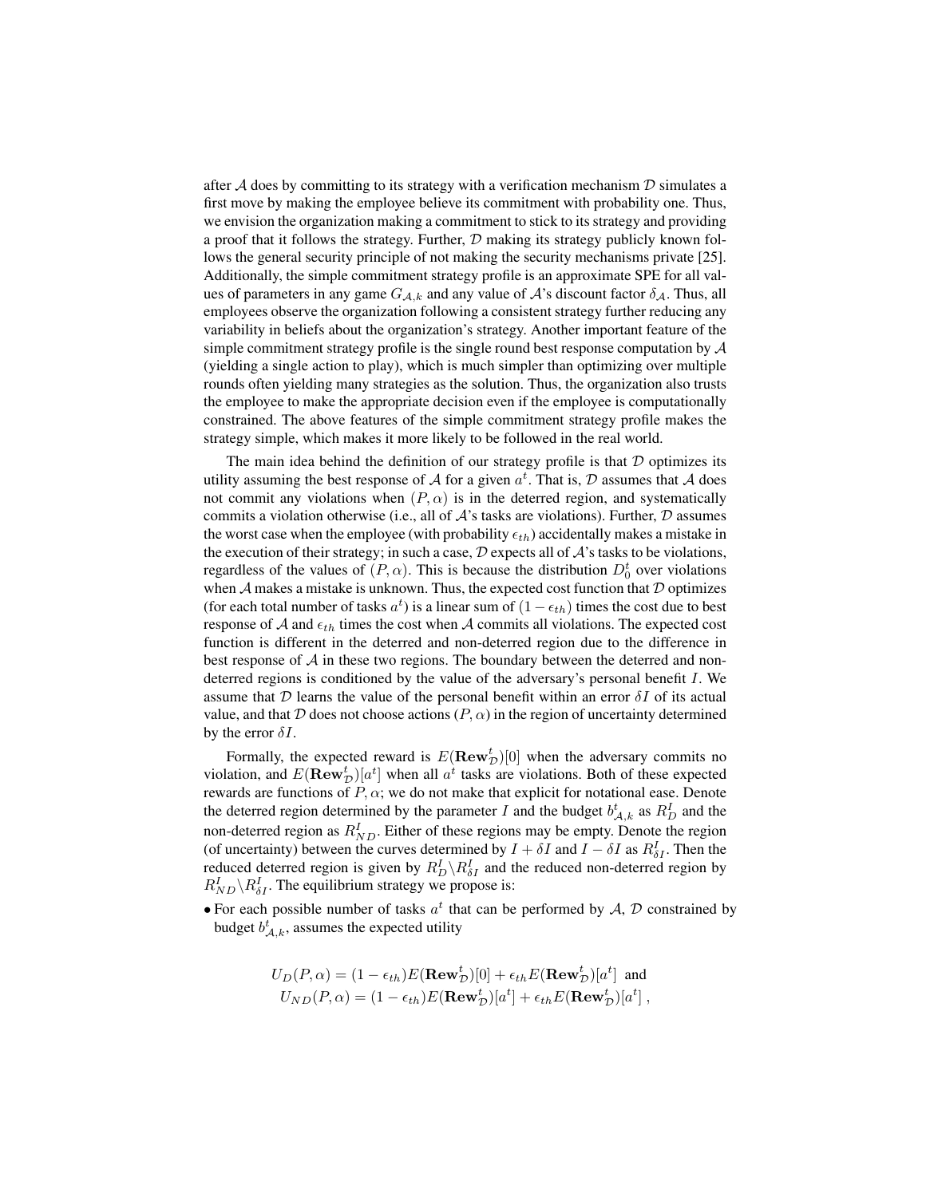after $\mathcal{A}$ does by committing to its strategy with a verification mechanism $\mathcal{D}$ simulates a first move by making the employee believe its commitment with probability one. Thus, we envision the organization making a commitment to stick to its strategy and providing a proof that it follows the strategy. Further, $\mathcal{D}$ making its strategy publicly known follows the general security principle of not making the security mechanisms private [25]. Additionally, the simple commitment strategy profile is an approximate SPE for all values of parameters in any game $G_{\mathcal{A},k}$ and any value of $\mathcal{A}$'s discount factor $\delta_{\mathcal{A}}$. Thus, all employees observe the organization following a consistent strategy further reducing any variability in beliefs about the organization's strategy. Another important feature of the simple commitment strategy profile is the single round best response computation by $\mathcal{A}$ (yielding a single action to play), which is much simpler than optimizing over multiple rounds often yielding many strategies as the solution. Thus, the organization also trusts the employee to make the appropriate decision even if the employee is computationally constrained. The above features of the simple commitment strategy profile makes the strategy simple, which makes it more likely to be followed in the real world.

The main idea behind the definition of our strategy profile is that $\mathcal{D}$ optimizes its utility assuming the best response of $\mathcal{A}$ for a given $a^t$. That is, $\mathcal{D}$ assumes that $\mathcal{A}$ does not commit any violations when $(P, \alpha)$ is in the deterred region, and systematically commits a violation otherwise (i.e., all of $\mathcal{A}$'s tasks are violations). Further, $\mathcal{D}$ assumes the worst case when the employee (with probability $\epsilon_{th}$) accidentally makes a mistake in the execution of their strategy; in such a case, $\mathcal{D}$ expects all of $\mathcal{A}$'s tasks to be violations, regardless of the values of $(P, \alpha)$. This is because the distribution $D_0^t$ over violations when $\mathcal{A}$ makes a mistake is unknown. Thus, the expected cost function that $\mathcal{D}$ optimizes (for each total number of tasks $a^t$) is a linear sum of $(1 - \epsilon_{th})$ times the cost due to best response of $\mathcal{A}$ and $\epsilon_{th}$ times the cost when $\mathcal{A}$ commits all violations. The expected cost function is different in the deterred and non-deterred region due to the difference in best response of $\mathcal{A}$ in these two regions. The boundary between the deterred and non-deterred regions is conditioned by the value of the adversary's personal benefit $I$. We assume that $\mathcal{D}$ learns the value of the personal benefit within an error $\delta I$ of its actual value, and that $\mathcal{D}$ does not choose actions $(P, \alpha)$ in the region of uncertainty determined by the error $\delta I$.

Formally, the expected reward is $E(\mathbf{Rew}_{\mathcal{D}}^t)[0]$ when the adversary commits no violation, and $E(\mathbf{Rew}_{\mathcal{D}}^t)[a^t]$ when all $a^t$ tasks are violations. Both of these expected rewards are functions of $P, \alpha$; we do not make that explicit for notational ease. Denote the deterred region determined by the parameter $I$ and the budget $b_{\mathcal{A},k}^t$ as $R_D^I$ and the non-deterred region as $R_{ND}^I$. Either of these regions may be empty. Denote the region (of uncertainty) between the curves determined by $I + \delta I$ and $I - \delta I$ as $R_{\delta I}^I$. Then the reduced deterred region is given by $R_D^I \backslash R_{\delta I}^I$ and the reduced non-deterred region by $R_{ND}^I \backslash R_{\delta I}^I$. The equilibrium strategy we propose is:

- For each possible number of tasks $a^t$ that can be performed by $\mathcal{A}$, $\mathcal{D}$ constrained by budget $b_{\mathcal{A},k}^t$, assumes the expected utility

$$U_D(P, \alpha) = (1 - \epsilon_{th}) E(\mathbf{Rew}_{\mathcal{D}}^t)[0] + \epsilon_{th} E(\mathbf{Rew}_{\mathcal{D}}^t)[a^t] \text{ and}$$
$$U_{ND}(P, \alpha) = (1 - \epsilon_{th}) E(\mathbf{Rew}_{\mathcal{D}}^t)[a^t] + \epsilon_{th} E(\mathbf{Rew}_{\mathcal{D}}^t)[a^t] \ ,$$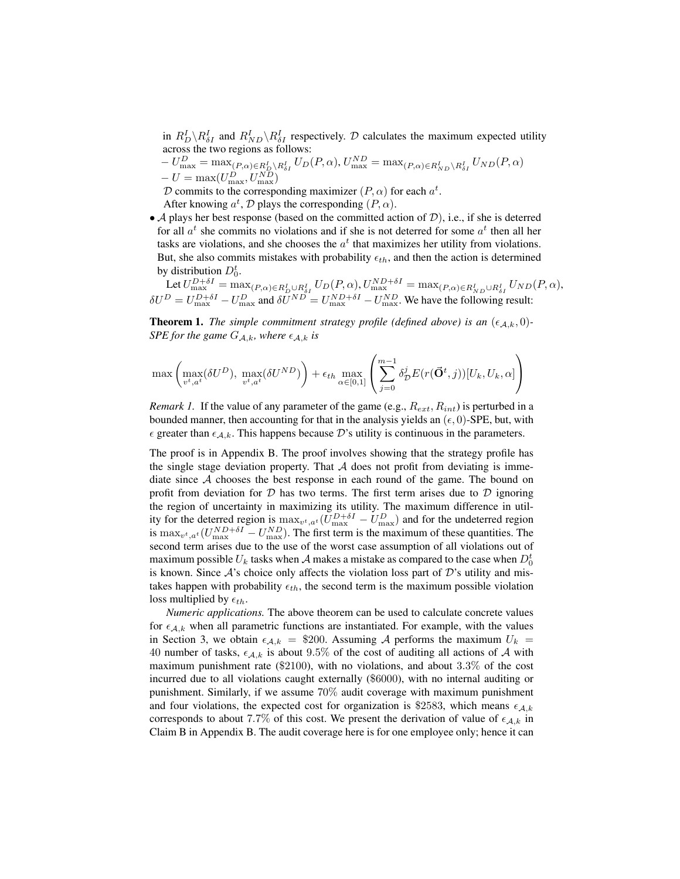in $R_D^I \backslash R_{\delta I}^I$ and $R_{ND}^I \backslash R_{\delta I}^I$ respectively. $\mathcal{D}$ calculates the maximum expected utility across the two regions as follows:

– $U_{\max}^D = \max_{(P,\alpha)\in R_D^I \backslash R_{\delta I}^I} U_D(P,\alpha), U_{\max}^{ND} = \max_{(P,\alpha)\in R_{ND}^I \backslash R_{\delta I}^I} U_{ND}(P,\alpha)$

– $U = \max(U_{\max}^D, U_{\max}^{ND})$

$\mathcal{D}$ commits to the corresponding maximizer $(P,\alpha)$ for each $a^t$.

After knowing $a^t$, $\mathcal{D}$ plays the corresponding $(P,\alpha)$.

- $\mathcal{A}$ plays her best response (based on the committed action of $\mathcal{D}$), i.e., if she is deterred for all $a^t$ she commits no violations and if she is not deterred for some $a^t$ then all her tasks are violations, and she chooses the $a^t$ that maximizes her utility from violations. But, she also commits mistakes with probability $\epsilon_{th}$, and then the action is determined by distribution $D_0^t$.

Let $U_{\max}^{D+\delta I} = \max_{(P,\alpha)\in R_D^I \cup R_{\delta I}^I} U_D(P,\alpha), U_{\max}^{ND+\delta I} = \max_{(P,\alpha)\in R_{ND}^I \cup R_{\delta I}^I} U_{ND}(P,\alpha)$, $\delta U^D = U_{\max}^{D+\delta I} - U_{\max}^D$ and $\delta U^{ND} = U_{\max}^{ND+\delta I} - U_{\max}^{ND}$. We have the following result:

**Theorem 1.** *The simple commitment strategy profile (defined above) is an $(\epsilon_{\mathcal{A},k}, 0)$-SPE for the game $G_{\mathcal{A},k}$, where $\epsilon_{\mathcal{A},k}$ is*

$$\max\left(\max_{v^t,a^t}(\delta U^D),\ \max_{v^t,a^t}(\delta U^{ND})\right) + \epsilon_{th} \max_{\alpha\in[0,1]}\left(\sum_{j=0}^{m-1} \delta_{\mathcal{D}}^j E(r(\vec{\mathbf{O}}^t, j))[U_k, U_k, \alpha]\right)$$

*Remark 1.* If the value of any parameter of the game (e.g., $R_{ext}$, $R_{int}$) is perturbed in a bounded manner, then accounting for that in the analysis yields an $(\epsilon, 0)$-SPE, but, with $\epsilon$ greater than $\epsilon_{\mathcal{A},k}$. This happens because $\mathcal{D}$'s utility is continuous in the parameters.

The proof is in Appendix B. The proof involves showing that the strategy profile has the single stage deviation property. That $\mathcal{A}$ does not profit from deviating is immediate since $\mathcal{A}$ chooses the best response in each round of the game. The bound on profit from deviation for $\mathcal{D}$ has two terms. The first term arises due to $\mathcal{D}$ ignoring the region of uncertainty in maximizing its utility. The maximum difference in utility for the deterred region is $\max_{v^t,a^t}(U_{\max}^{D+\delta I} - U_{\max}^D)$ and for the undeterred region is $\max_{v^t,a^t}(U_{\max}^{ND+\delta I} - U_{\max}^{ND})$. The first term is the maximum of these quantities. The second term arises due to the use of the worst case assumption of all violations out of maximum possible $U_k$ tasks when $\mathcal{A}$ makes a mistake as compared to the case when $D_0^t$ is known. Since $\mathcal{A}$'s choice only affects the violation loss part of $\mathcal{D}$'s utility and mistakes happen with probability $\epsilon_{th}$, the second term is the maximum possible violation loss multiplied by $\epsilon_{th}$.

*Numeric applications.* The above theorem can be used to calculate concrete values for $\epsilon_{\mathcal{A},k}$ when all parametric functions are instantiated. For example, with the values in Section 3, we obtain $\epsilon_{\mathcal{A},k} = \$200$. Assuming $\mathcal{A}$ performs the maximum $U_k = 40$ number of tasks, $\epsilon_{\mathcal{A},k}$ is about 9.5% of the cost of auditing all actions of $\mathcal{A}$ with maximum punishment rate (\$2100), with no violations, and about 3.3% of the cost incurred due to all violations caught externally (\$6000), with no internal auditing or punishment. Similarly, if we assume 70% audit coverage with maximum punishment and four violations, the expected cost for organization is \$2583, which means $\epsilon_{\mathcal{A},k}$ corresponds to about 7.7% of this cost. We present the derivation of value of $\epsilon_{\mathcal{A},k}$ in Claim B in Appendix B. The audit coverage here is for one employee only; hence it can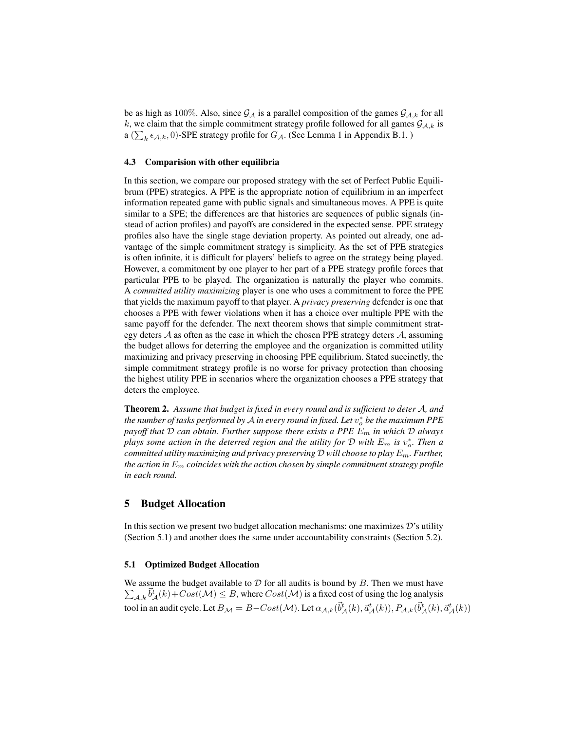be as high as $100\%$. Also, since $\mathcal{G}_{\mathcal{A}}$ is a parallel composition of the games $\mathcal{G}_{\mathcal{A},k}$ for all $k$, we claim that the simple commitment strategy profile followed for all games $\mathcal{G}_{\mathcal{A},k}$ is a $(\sum_k \epsilon_{\mathcal{A},k}, 0)$-SPE strategy profile for $G_{\mathcal{A}}$. (See Lemma 1 in Appendix B.1. )

### 4.3 Comparision with other equilibria

In this section, we compare our proposed strategy with the set of Perfect Public Equilibrium (PPE) strategies. A PPE is the appropriate notion of equilibrium in an imperfect information repeated game with public signals and simultaneous moves. A PPE is quite similar to a SPE; the differences are that histories are sequences of public signals (instead of action profiles) and payoffs are considered in the expected sense. PPE strategy profiles also have the single stage deviation property. As pointed out already, one advantage of the simple commitment strategy is simplicity. As the set of PPE strategies is often infinite, it is difficult for players' beliefs to agree on the strategy being played. However, a commitment by one player to her part of a PPE strategy profile forces that particular PPE to be played. The organization is naturally the player who commits. A *committed utility maximizing* player is one who uses a commitment to force the PPE that yields the maximum payoff to that player. A *privacy preserving* defender is one that chooses a PPE with fewer violations when it has a choice over multiple PPE with the same payoff for the defender. The next theorem shows that simple commitment strategy deters $\mathcal{A}$ as often as the case in which the chosen PPE strategy deters $\mathcal{A}$, assuming the budget allows for deterring the employee and the organization is committed utility maximizing and privacy preserving in choosing PPE equilibrium. Stated succinctly, the simple commitment strategy profile is no worse for privacy protection than choosing the highest utility PPE in scenarios where the organization chooses a PPE strategy that deters the employee.

**Theorem 2.** *Assume that budget is fixed in every round and is sufficient to deter $\mathcal{A}$, and the number of tasks performed by $\mathcal{A}$ in every round in fixed. Let $v_o^*$ be the maximum PPE payoff that $\mathcal{D}$ can obtain. Further suppose there exists a PPE $E_m$ in which $\mathcal{D}$ always plays some action in the deterred region and the utility for $\mathcal{D}$ with $E_m$ is $v_o^*$. Then a committed utility maximizing and privacy preserving $\mathcal{D}$ will choose to play $E_m$. Further, the action in $E_m$ coincides with the action chosen by simple commitment strategy profile in each round.*

## 5 Budget Allocation

In this section we present two budget allocation mechanisms: one maximizes $\mathcal{D}$'s utility (Section 5.1) and another does the same under accountability constraints (Section 5.2).

### 5.1 Optimized Budget Allocation

We assume the budget available to $\mathcal{D}$ for all audits is bound by $B$. Then we must have $\sum_{\mathcal{A},k} \vec{b}^t_{\mathcal{A}}(k) + Cost(\mathcal{M}) \leq B$, where $Cost(\mathcal{M})$ is a fixed cost of using the log analysis tool in an audit cycle. Let $B_{\mathcal{M}} = B - Cost(\mathcal{M})$. Let $\alpha_{\mathcal{A},k}(\vec{b}^t_{\mathcal{A}}(k), \vec{a}^t_{\mathcal{A}}(k))$, $P_{\mathcal{A},k}(\vec{b}^t_{\mathcal{A}}(k), \vec{a}^t_{\mathcal{A}}(k))$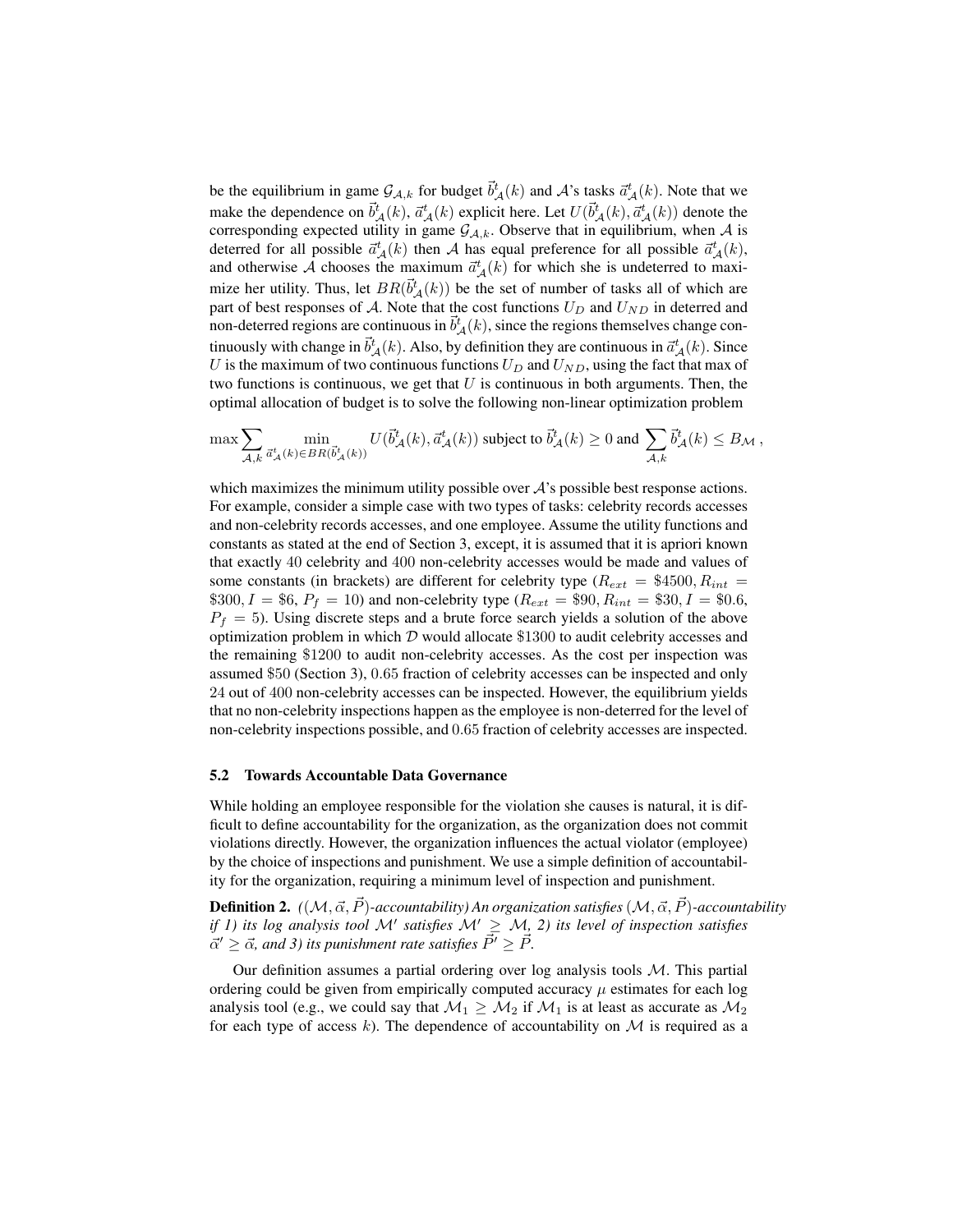be the equilibrium in game $\mathcal{G}_{\mathcal{A},k}$ for budget $\vec{b}^t_{\mathcal{A}}(k)$ and $\mathcal{A}$'s tasks $\vec{a}^t_{\mathcal{A}}(k)$. Note that we make the dependence on $\vec{b}^t_{\mathcal{A}}(k)$, $\vec{a}^t_{\mathcal{A}}(k)$ explicit here. Let $U(\vec{b}^t_{\mathcal{A}}(k), \vec{a}^t_{\mathcal{A}}(k))$ denote the corresponding expected utility in game $\mathcal{G}_{\mathcal{A},k}$. Observe that in equilibrium, when $\mathcal{A}$ is deterred for all possible $\vec{a}^t_{\mathcal{A}}(k)$ then $\mathcal{A}$ has equal preference for all possible $\vec{a}^t_{\mathcal{A}}(k)$, and otherwise $\mathcal{A}$ chooses the maximum $\vec{a}^t_{\mathcal{A}}(k)$ for which she is undeterred to maximize her utility. Thus, let $BR(\vec{b}^t_{\mathcal{A}}(k))$ be the set of number of tasks all of which are part of best responses of $\mathcal{A}$. Note that the cost functions $U_D$ and $U_{ND}$ in deterred and non-deterred regions are continuous in $\vec{b}^t_{\mathcal{A}}(k)$, since the regions themselves change continuously with change in $\vec{b}^t_{\mathcal{A}}(k)$. Also, by definition they are continuous in $\vec{a}^t_{\mathcal{A}}(k)$. Since $U$ is the maximum of two continuous functions $U_D$ and $U_{ND}$, using the fact that max of two functions is continuous, we get that $U$ is continuous in both arguments. Then, the optimal allocation of budget is to solve the following non-linear optimization problem

$$\max \sum_{\mathcal{A},k} \min_{\vec{a}^t_{\mathcal{A}}(k) \in BR(\vec{b}^t_{\mathcal{A}}(k))} U(\vec{b}^t_{\mathcal{A}}(k), \vec{a}^t_{\mathcal{A}}(k)) \text{ subject to } \vec{b}^t_{\mathcal{A}}(k) \geq 0 \text{ and } \sum_{\mathcal{A},k} \vec{b}^t_{\mathcal{A}}(k) \leq B_{\mathcal{M}} \,,$$

which maximizes the minimum utility possible over $\mathcal{A}$'s possible best response actions. For example, consider a simple case with two types of tasks: celebrity records accesses and non-celebrity records accesses, and one employee. Assume the utility functions and constants as stated at the end of Section 3, except, it is assumed that it is apriori known that exactly 40 celebrity and 400 non-celebrity accesses would be made and values of some constants (in brackets) are different for celebrity type ($R_{ext}$ = \$4500, $R_{int}$ = \$300, $I$ = \$6, $P_f$ = 10) and non-celebrity type ($R_{ext}$ = \$90, $R_{int}$ = \$30, $I$ = \$0.6, $P_f$ = 5). Using discrete steps and a brute force search yields a solution of the above optimization problem in which $\mathcal{D}$ would allocate \$1300 to audit celebrity accesses and the remaining \$1200 to audit non-celebrity accesses. As the cost per inspection was assumed \$50 (Section 3), 0.65 fraction of celebrity accesses can be inspected and only 24 out of 400 non-celebrity accesses can be inspected. However, the equilibrium yields that no non-celebrity inspections happen as the employee is non-deterred for the level of non-celebrity inspections possible, and 0.65 fraction of celebrity accesses are inspected.

### 5.2 Towards Accountable Data Governance

While holding an employee responsible for the violation she causes is natural, it is difficult to define accountability for the organization, as the organization does not commit violations directly. However, the organization influences the actual violator (employee) by the choice of inspections and punishment. We use a simple definition of accountability for the organization, requiring a minimum level of inspection and punishment.

**Definition 2.** *(($\mathcal{M}, \vec{\alpha}, \vec{P}$)-accountability) An organization satisfies ($\mathcal{M}, \vec{\alpha}, \vec{P}$)-accountability if 1) its log analysis tool $\mathcal{M}'$ satisfies $\mathcal{M}' \geq \mathcal{M}$, 2) its level of inspection satisfies $\vec{\alpha}' \geq \vec{\alpha}$, and 3) its punishment rate satisfies $\vec{P'} \geq \vec{P}$.*

Our definition assumes a partial ordering over log analysis tools $\mathcal{M}$. This partial ordering could be given from empirically computed accuracy $\mu$ estimates for each log analysis tool (e.g., we could say that $\mathcal{M}_1 \geq \mathcal{M}_2$ if $\mathcal{M}_1$ is at least as accurate as $\mathcal{M}_2$ for each type of access $k$). The dependence of accountability on $\mathcal{M}$ is required as a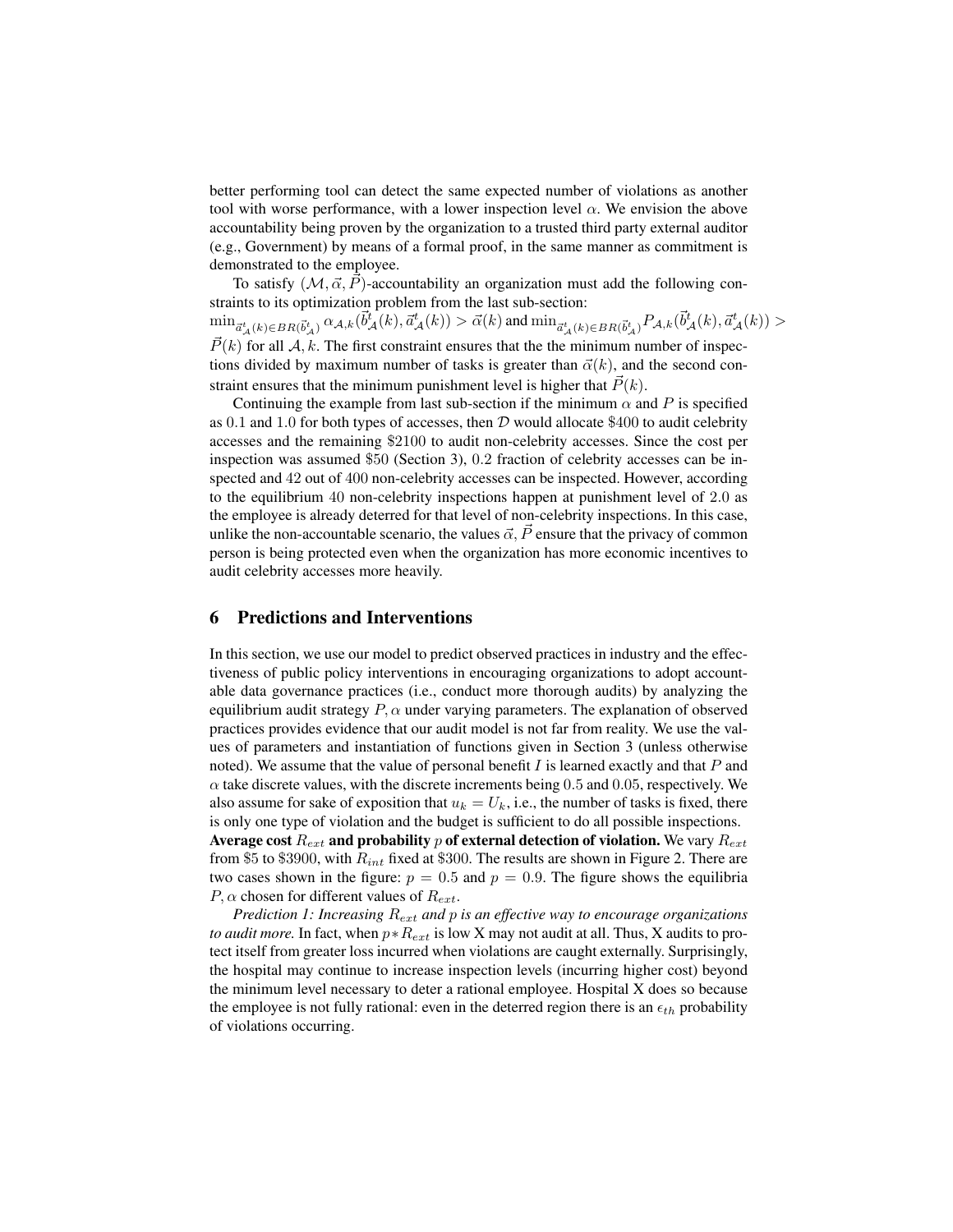better performing tool can detect the same expected number of violations as another tool with worse performance, with a lower inspection level $\alpha$. We envision the above accountability being proven by the organization to a trusted third party external auditor (e.g., Government) by means of a formal proof, in the same manner as commitment is demonstrated to the employee.

To satisfy $(\mathcal{M}, \vec{\alpha}, \vec{P})$-accountability an organization must add the following constraints to its optimization problem from the last sub-section: $\min_{\vec{a}^t_{\mathcal{A}}(k) \in BR(\vec{b}^t_{\mathcal{A}})} \alpha_{\mathcal{A},k}(\vec{b}^t_{\mathcal{A}}(k), \vec{a}^t_{\mathcal{A}}(k)) > \vec{\alpha}(k)$ and $\min_{\vec{a}^t_{\mathcal{A}}(k) \in BR(\vec{b}^t_{\mathcal{A}})} P_{\mathcal{A},k}(\vec{b}^t_{\mathcal{A}}(k), \vec{a}^t_{\mathcal{A}}(k)) > \vec{P}(k)$ for all $\mathcal{A}, k$. The first constraint ensures that the the minimum number of inspections divided by maximum number of tasks is greater than $\vec{\alpha}(k)$, and the second constraint ensures that the minimum punishment level is higher that $\vec{P}(k)$.

Continuing the example from last sub-section if the minimum $\alpha$ and $P$ is specified as $0.1$ and $1.0$ for both types of accesses, then $\mathcal{D}$ would allocate \$400 to audit celebrity accesses and the remaining \$2100 to audit non-celebrity accesses. Since the cost per inspection was assumed \$50 (Section 3), $0.2$ fraction of celebrity accesses can be inspected and 42 out of 400 non-celebrity accesses can be inspected. However, according to the equilibrium 40 non-celebrity inspections happen at punishment level of $2.0$ as the employee is already deterred for that level of non-celebrity inspections. In this case, unlike the non-accountable scenario, the values $\vec{\alpha}, \vec{P}$ ensure that the privacy of common person is being protected even when the organization has more economic incentives to audit celebrity accesses more heavily.

## 6 Predictions and Interventions

In this section, we use our model to predict observed practices in industry and the effectiveness of public policy interventions in encouraging organizations to adopt accountable data governance practices (i.e., conduct more thorough audits) by analyzing the equilibrium audit strategy $P, \alpha$ under varying parameters. The explanation of observed practices provides evidence that our audit model is not far from reality. We use the values of parameters and instantiation of functions given in Section 3 (unless otherwise noted). We assume that the value of personal benefit $I$ is learned exactly and that $P$ and $\alpha$ take discrete values, with the discrete increments being $0.5$ and $0.05$, respectively. We also assume for sake of exposition that $u_k = U_k$, i.e., the number of tasks is fixed, there is only one type of violation and the budget is sufficient to do all possible inspections.

**Average cost $R_{ext}$ and probability $p$ of external detection of violation.** We vary $R_{ext}$ from \$5 to \$3900, with $R_{int}$ fixed at \$300. The results are shown in Figure 2. There are two cases shown in the figure: $p = 0.5$ and $p = 0.9$. The figure shows the equilibria $P, \alpha$ chosen for different values of $R_{ext}$.

*Prediction 1: Increasing $R_{ext}$ and $p$ is an effective way to encourage organizations to audit more.* In fact, when $p * R_{ext}$ is low X may not audit at all. Thus, X audits to protect itself from greater loss incurred when violations are caught externally. Surprisingly, the hospital may continue to increase inspection levels (incurring higher cost) beyond the minimum level necessary to deter a rational employee. Hospital X does so because the employee is not fully rational: even in the deterred region there is an $\epsilon_{th}$ probability of violations occurring.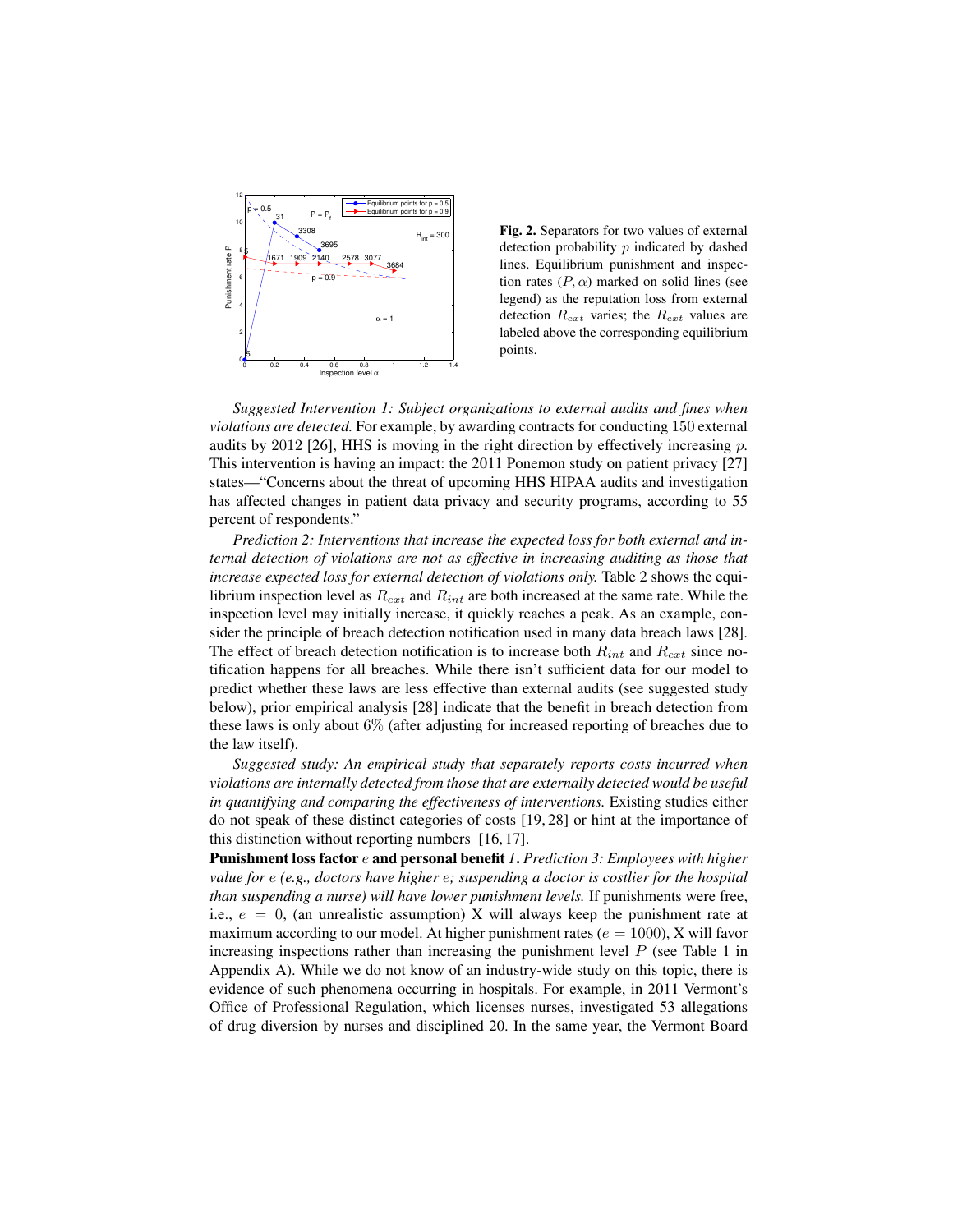**Fig. 2.** Separators for two values of external detection probability $p$ indicated by dashed lines. Equilibrium punishment and inspection rates $(P, \alpha)$ marked on solid lines (see legend) as the reputation loss from external detection $R_{ext}$ varies; the $R_{ext}$ values are labeled above the corresponding equilibrium points.

*Suggested Intervention 1: Subject organizations to external audits and fines when violations are detected.* For example, by awarding contracts for conducting 150 external audits by 2012 [26], HHS is moving in the right direction by effectively increasing $p$. This intervention is having an impact: the 2011 Ponemon study on patient privacy [27] states—"Concerns about the threat of upcoming HHS HIPAA audits and investigation has affected changes in patient data privacy and security programs, according to 55 percent of respondents."

*Prediction 2: Interventions that increase the expected loss for both external and internal detection of violations are not as effective in increasing auditing as those that increase expected loss for external detection of violations only.* Table 2 shows the equilibrium inspection level as $R_{ext}$ and $R_{int}$ are both increased at the same rate. While the inspection level may initially increase, it quickly reaches a peak. As an example, consider the principle of breach detection notification used in many data breach laws [28]. The effect of breach detection notification is to increase both $R_{int}$ and $R_{ext}$ since notification happens for all breaches. While there isn't sufficient data for our model to predict whether these laws are less effective than external audits (see suggested study below), prior empirical analysis [28] indicate that the benefit in breach detection from these laws is only about 6% (after adjusting for increased reporting of breaches due to the law itself).

*Suggested study: An empirical study that separately reports costs incurred when violations are internally detected from those that are externally detected would be useful in quantifying and comparing the effectiveness of interventions.* Existing studies either do not speak of these distinct categories of costs [19, 28] or hint at the importance of this distinction without reporting numbers [16, 17].

**Punishment loss factor $e$ and personal benefit $I$.** *Prediction 3: Employees with higher value for $e$ (e.g., doctors have higher $e$; suspending a doctor is costlier for the hospital than suspending a nurse) will have lower punishment levels.* If punishments were free, i.e., $e = 0$, (an unrealistic assumption) X will always keep the punishment rate at maximum according to our model. At higher punishment rates ($e = 1000$), X will favor increasing inspections rather than increasing the punishment level $P$ (see Table 1 in Appendix A). While we do not know of an industry-wide study on this topic, there is evidence of such phenomena occurring in hospitals. For example, in 2011 Vermont's Office of Professional Regulation, which licenses nurses, investigated 53 allegations of drug diversion by nurses and disciplined 20. In the same year, the Vermont Board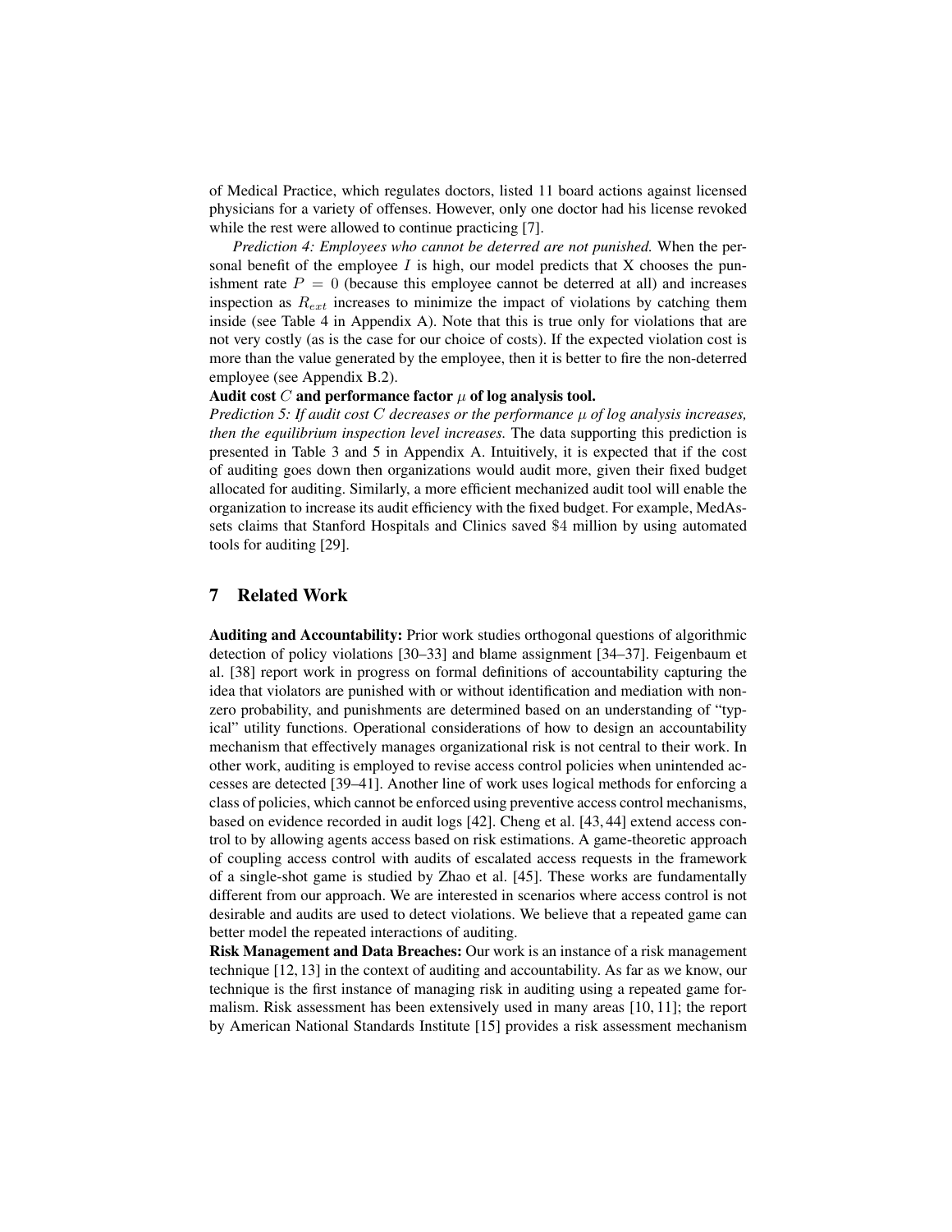of Medical Practice, which regulates doctors, listed 11 board actions against licensed physicians for a variety of offenses. However, only one doctor had his license revoked while the rest were allowed to continue practicing [7].

*Prediction 4: Employees who cannot be deterred are not punished.* When the personal benefit of the employee $I$ is high, our model predicts that X chooses the punishment rate $P = 0$ (because this employee cannot be deterred at all) and increases inspection as $R_{ext}$ increases to minimize the impact of violations by catching them inside (see Table 4 in Appendix A). Note that this is true only for violations that are not very costly (as is the case for our choice of costs). If the expected violation cost is more than the value generated by the employee, then it is better to fire the non-deterred employee (see Appendix B.2).

**Audit cost $C$ and performance factor $\mu$ of log analysis tool.**

*Prediction 5: If audit cost $C$ decreases or the performance $\mu$ of log analysis increases, then the equilibrium inspection level increases.* The data supporting this prediction is presented in Table 3 and 5 in Appendix A. Intuitively, it is expected that if the cost of auditing goes down then organizations would audit more, given their fixed budget allocated for auditing. Similarly, a more efficient mechanized audit tool will enable the organization to increase its audit efficiency with the fixed budget. For example, MedAssets claims that Stanford Hospitals and Clinics saved $4 million by using automated tools for auditing [29].

## 7 Related Work

**Auditing and Accountability:** Prior work studies orthogonal questions of algorithmic detection of policy violations [30–33] and blame assignment [34–37]. Feigenbaum et al. [38] report work in progress on formal definitions of accountability capturing the idea that violators are punished with or without identification and mediation with nonzero probability, and punishments are determined based on an understanding of "typical" utility functions. Operational considerations of how to design an accountability mechanism that effectively manages organizational risk is not central to their work. In other work, auditing is employed to revise access control policies when unintended accesses are detected [39–41]. Another line of work uses logical methods for enforcing a class of policies, which cannot be enforced using preventive access control mechanisms, based on evidence recorded in audit logs [42]. Cheng et al. [43, 44] extend access control to by allowing agents access based on risk estimations. A game-theoretic approach of coupling access control with audits of escalated access requests in the framework of a single-shot game is studied by Zhao et al. [45]. These works are fundamentally different from our approach. We are interested in scenarios where access control is not desirable and audits are used to detect violations. We believe that a repeated game can better model the repeated interactions of auditing.

**Risk Management and Data Breaches:** Our work is an instance of a risk management technique [12, 13] in the context of auditing and accountability. As far as we know, our technique is the first instance of managing risk in auditing using a repeated game formalism. Risk assessment has been extensively used in many areas [10, 11]; the report by American National Standards Institute [15] provides a risk assessment mechanism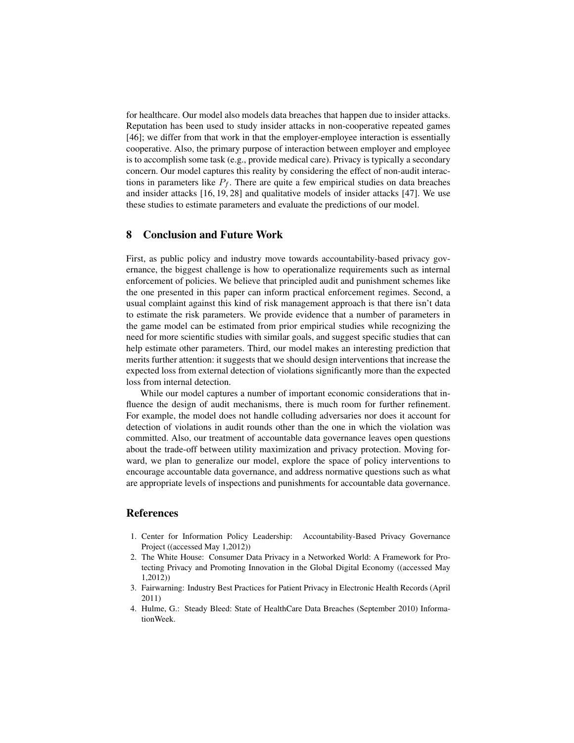for healthcare. Our model also models data breaches that happen due to insider attacks. Reputation has been used to study insider attacks in non-cooperative repeated games [46]; we differ from that work in that the employer-employee interaction is essentially cooperative. Also, the primary purpose of interaction between employer and employee is to accomplish some task (e.g., provide medical care). Privacy is typically a secondary concern. Our model captures this reality by considering the effect of non-audit interactions in parameters like $P_f$. There are quite a few empirical studies on data breaches and insider attacks [16, 19, 28] and qualitative models of insider attacks [47]. We use these studies to estimate parameters and evaluate the predictions of our model.

## 8 Conclusion and Future Work

First, as public policy and industry move towards accountability-based privacy governance, the biggest challenge is how to operationalize requirements such as internal enforcement of policies. We believe that principled audit and punishment schemes like the one presented in this paper can inform practical enforcement regimes. Second, a usual complaint against this kind of risk management approach is that there isn't data to estimate the risk parameters. We provide evidence that a number of parameters in the game model can be estimated from prior empirical studies while recognizing the need for more scientific studies with similar goals, and suggest specific studies that can help estimate other parameters. Third, our model makes an interesting prediction that merits further attention: it suggests that we should design interventions that increase the expected loss from external detection of violations significantly more than the expected loss from internal detection.

While our model captures a number of important economic considerations that influence the design of audit mechanisms, there is much room for further refinement. For example, the model does not handle colluding adversaries nor does it account for detection of violations in audit rounds other than the one in which the violation was committed. Also, our treatment of accountable data governance leaves open questions about the trade-off between utility maximization and privacy protection. Moving forward, we plan to generalize our model, explore the space of policy interventions to encourage accountable data governance, and address normative questions such as what are appropriate levels of inspections and punishments for accountable data governance.

## References

1. Center for Information Policy Leadership: Accountability-Based Privacy Governance Project ((accessed May 1,2012))
2. The White House: Consumer Data Privacy in a Networked World: A Framework for Protecting Privacy and Promoting Innovation in the Global Digital Economy ((accessed May 1,2012))
3. Fairwarning: Industry Best Practices for Patient Privacy in Electronic Health Records (April 2011)
4. Hulme, G.: Steady Bleed: State of HealthCare Data Breaches (September 2010) InformationWeek.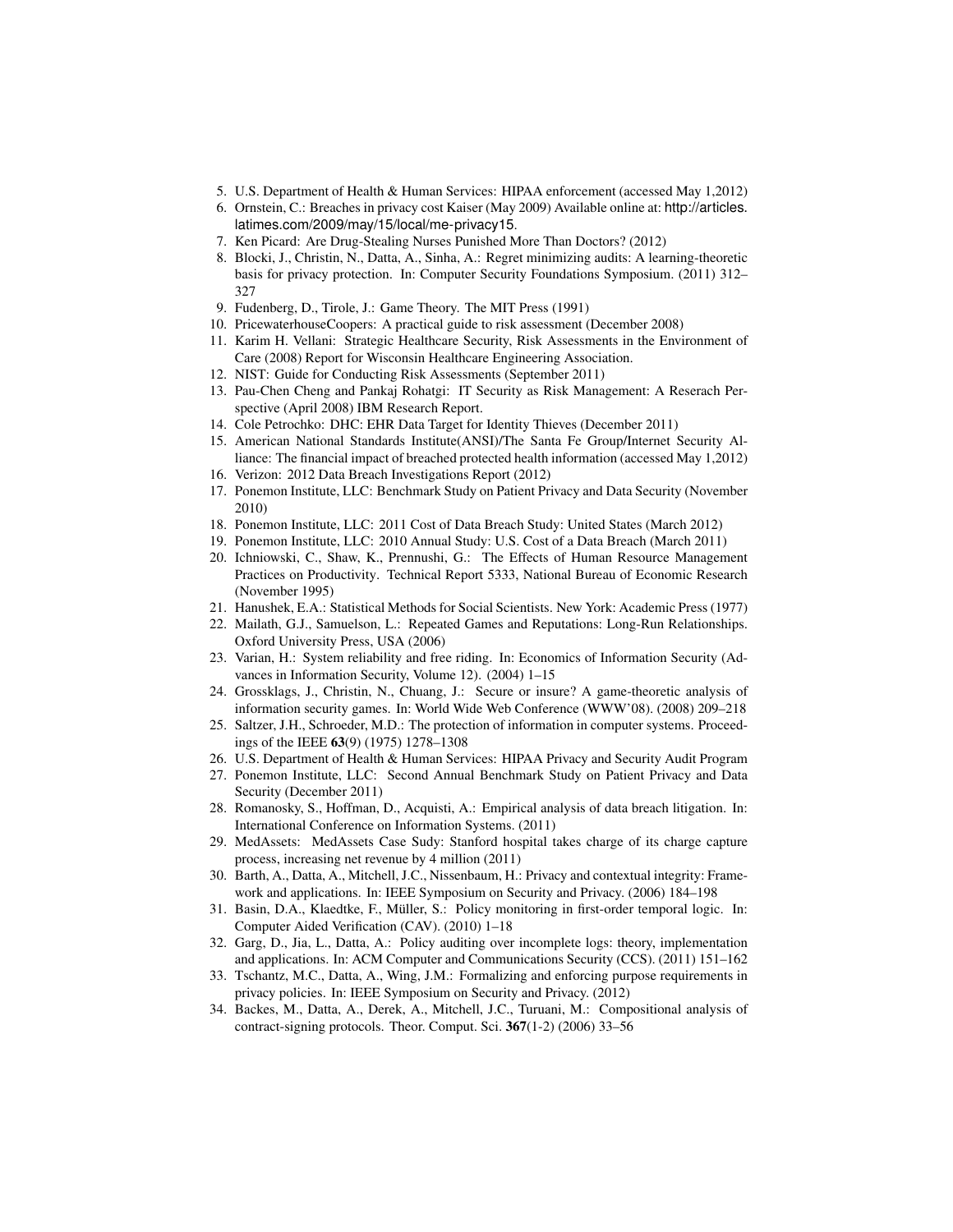5. U.S. Department of Health & Human Services: HIPAA enforcement (accessed May 1,2012)
6. Ornstein, C.: Breaches in privacy cost Kaiser (May 2009) Available online at: http://articles.latimes.com/2009/may/15/local/me-privacy15.
7. Ken Picard: Are Drug-Stealing Nurses Punished More Than Doctors? (2012)
8. Blocki, J., Christin, N., Datta, A., Sinha, A.: Regret minimizing audits: A learning-theoretic basis for privacy protection. In: Computer Security Foundations Symposium. (2011) 312–327
9. Fudenberg, D., Tirole, J.: Game Theory. The MIT Press (1991)
10. PricewaterhouseCoopers: A practical guide to risk assessment (December 2008)
11. Karim H. Vellani: Strategic Healthcare Security, Risk Assessments in the Environment of Care (2008) Report for Wisconsin Healthcare Engineering Association.
12. NIST: Guide for Conducting Risk Assessments (September 2011)
13. Pau-Chen Cheng and Pankaj Rohatgi: IT Security as Risk Management: A Reserach Perspective (April 2008) IBM Research Report.
14. Cole Petrochko: DHC: EHR Data Target for Identity Thieves (December 2011)
15. American National Standards Institute(ANSI)/The Santa Fe Group/Internet Security Alliance: The financial impact of breached protected health information (accessed May 1,2012)
16. Verizon: 2012 Data Breach Investigations Report (2012)
17. Ponemon Institute, LLC: Benchmark Study on Patient Privacy and Data Security (November 2010)
18. Ponemon Institute, LLC: 2011 Cost of Data Breach Study: United States (March 2012)
19. Ponemon Institute, LLC: 2010 Annual Study: U.S. Cost of a Data Breach (March 2011)
20. Ichniowski, C., Shaw, K., Prennushi, G.: The Effects of Human Resource Management Practices on Productivity. Technical Report 5333, National Bureau of Economic Research (November 1995)
21. Hanushek, E.A.: Statistical Methods for Social Scientists. New York: Academic Press (1977)
22. Mailath, G.J., Samuelson, L.: Repeated Games and Reputations: Long-Run Relationships. Oxford University Press, USA (2006)
23. Varian, H.: System reliability and free riding. In: Economics of Information Security (Advances in Information Security, Volume 12). (2004) 1–15
24. Grossklags, J., Christin, N., Chuang, J.: Secure or insure? A game-theoretic analysis of information security games. In: World Wide Web Conference (WWW'08). (2008) 209–218
25. Saltzer, J.H., Schroeder, M.D.: The protection of information in computer systems. Proceedings of the IEEE **63**(9) (1975) 1278–1308
26. U.S. Department of Health & Human Services: HIPAA Privacy and Security Audit Program
27. Ponemon Institute, LLC: Second Annual Benchmark Study on Patient Privacy and Data Security (December 2011)
28. Romanosky, S., Hoffman, D., Acquisti, A.: Empirical analysis of data breach litigation. In: International Conference on Information Systems. (2011)
29. MedAssets: MedAssets Case Sudy: Stanford hospital takes charge of its charge capture process, increasing net revenue by 4 million (2011)
30. Barth, A., Datta, A., Mitchell, J.C., Nissenbaum, H.: Privacy and contextual integrity: Framework and applications. In: IEEE Symposium on Security and Privacy. (2006) 184–198
31. Basin, D.A., Klaedtke, F., Müller, S.: Policy monitoring in first-order temporal logic. In: Computer Aided Verification (CAV). (2010) 1–18
32. Garg, D., Jia, L., Datta, A.: Policy auditing over incomplete logs: theory, implementation and applications. In: ACM Computer and Communications Security (CCS). (2011) 151–162
33. Tschantz, M.C., Datta, A., Wing, J.M.: Formalizing and enforcing purpose requirements in privacy policies. In: IEEE Symposium on Security and Privacy. (2012)
34. Backes, M., Datta, A., Derek, A., Mitchell, J.C., Turuani, M.: Compositional analysis of contract-signing protocols. Theor. Comput. Sci. **367**(1-2) (2006) 33–56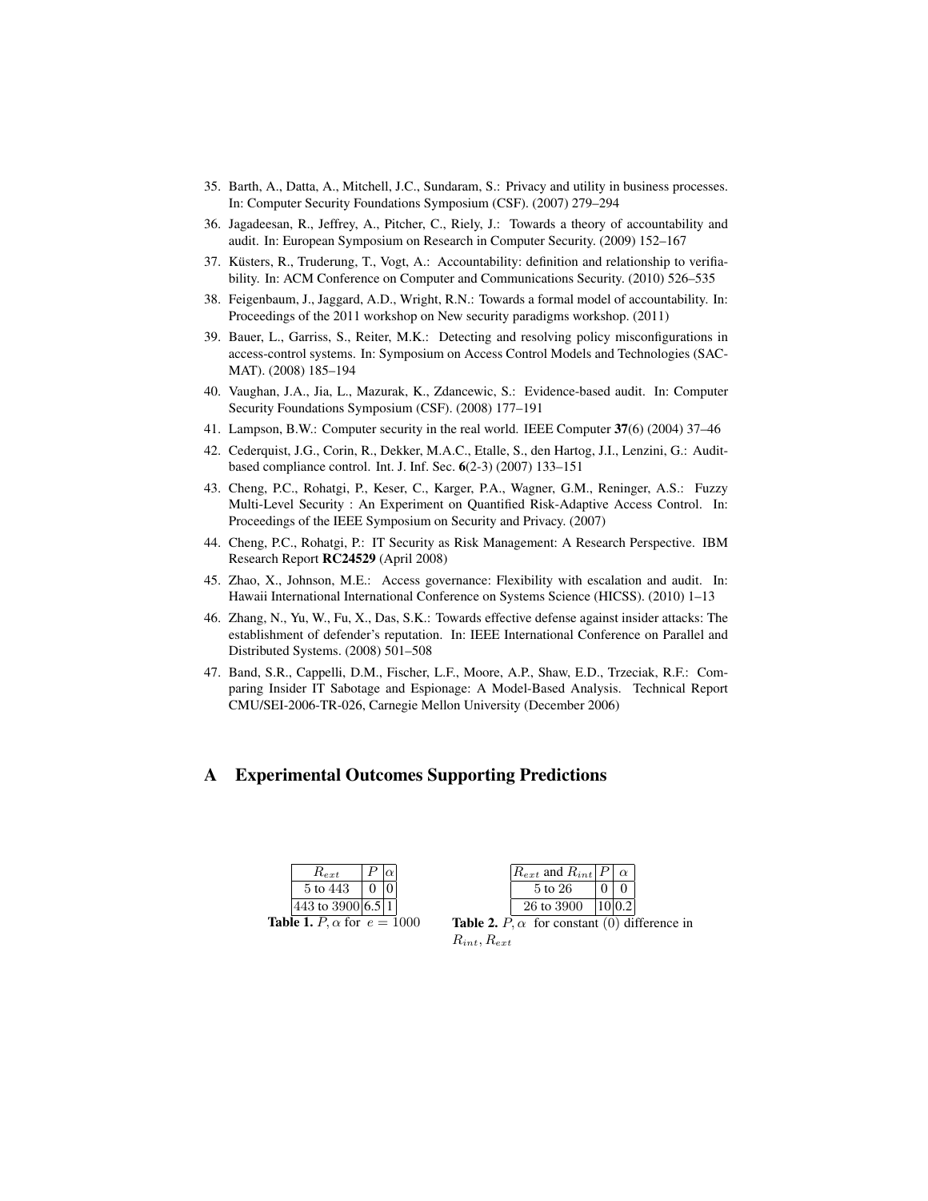35. Barth, A., Datta, A., Mitchell, J.C., Sundaram, S.: Privacy and utility in business processes. In: Computer Security Foundations Symposium (CSF). (2007) 279–294
36. Jagadeesan, R., Jeffrey, A., Pitcher, C., Riely, J.: Towards a theory of accountability and audit. In: European Symposium on Research in Computer Security. (2009) 152–167
37. Küsters, R., Truderung, T., Vogt, A.: Accountability: definition and relationship to verifiability. In: ACM Conference on Computer and Communications Security. (2010) 526–535
38. Feigenbaum, J., Jaggard, A.D., Wright, R.N.: Towards a formal model of accountability. In: Proceedings of the 2011 workshop on New security paradigms workshop. (2011)
39. Bauer, L., Garriss, S., Reiter, M.K.: Detecting and resolving policy misconfigurations in access-control systems. In: Symposium on Access Control Models and Technologies (SACMAT). (2008) 185–194
40. Vaughan, J.A., Jia, L., Mazurak, K., Zdancewic, S.: Evidence-based audit. In: Computer Security Foundations Symposium (CSF). (2008) 177–191
41. Lampson, B.W.: Computer security in the real world. IEEE Computer **37**(6) (2004) 37–46
42. Cederquist, J.G., Corin, R., Dekker, M.A.C., Etalle, S., den Hartog, J.I., Lenzini, G.: Audit-based compliance control. Int. J. Inf. Sec. **6**(2-3) (2007) 133–151
43. Cheng, P.C., Rohatgi, P., Keser, C., Karger, P.A., Wagner, G.M., Reninger, A.S.: Fuzzy Multi-Level Security : An Experiment on Quantified Risk-Adaptive Access Control. In: Proceedings of the IEEE Symposium on Security and Privacy. (2007)
44. Cheng, P.C., Rohatgi, P.: IT Security as Risk Management: A Research Perspective. IBM Research Report **RC24529** (April 2008)
45. Zhao, X., Johnson, M.E.: Access governance: Flexibility with escalation and audit. In: Hawaii International International Conference on Systems Science (HICSS). (2010) 1–13
46. Zhang, N., Yu, W., Fu, X., Das, S.K.: Towards effective defense against insider attacks: The establishment of defender's reputation. In: IEEE International Conference on Parallel and Distributed Systems. (2008) 501–508
47. Band, S.R., Cappelli, D.M., Fischer, L.F., Moore, A.P., Shaw, E.D., Trzeciak, R.F.: Comparing Insider IT Sabotage and Espionage: A Model-Based Analysis. Technical Report CMU/SEI-2006-TR-026, Carnegie Mellon University (December 2006)

# A Experimental Outcomes Supporting Predictions

| $R_{ext}$ | $P$ | $\alpha$ |
|---|---|---|
| 5 to 443 | 0 | 0 |
| 443 to 3900 | 6.5 | 1 |

**Table 1.** $P, \alpha$ for $e = 1000$

| $R_{ext}$ and $R_{int}$ | $P$ | $\alpha$ |
|---|---|---|
| 5 to 26 | 0 | 0 |
| 26 to 3900 | 10 | 0.2 |

**Table 2.** $P, \alpha$ for constant (0) difference in $R_{int}, R_{ext}$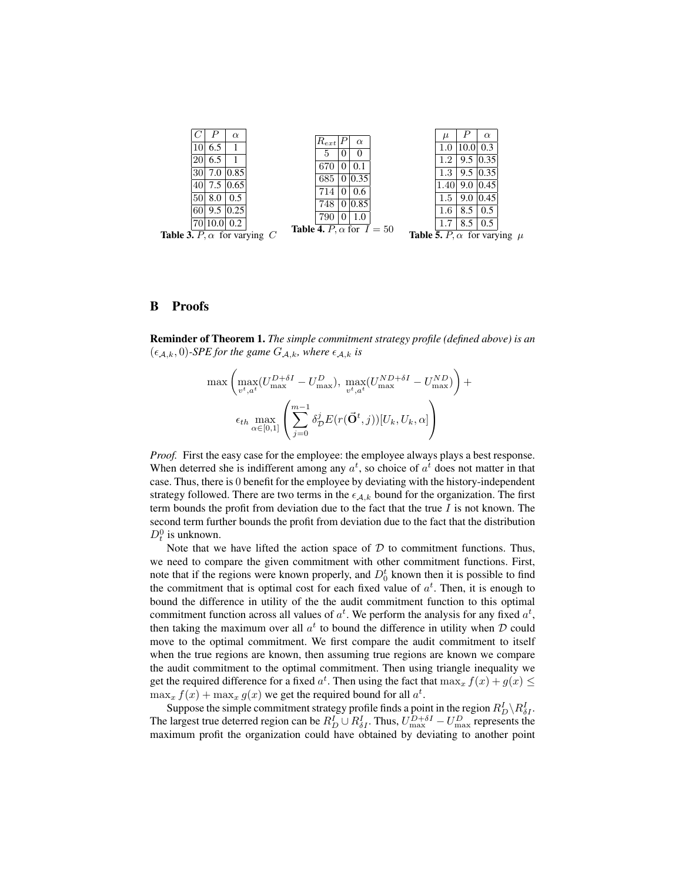| $C$ | $P$ | $\alpha$ |
|---|---|---|
| 10 | 6.5 | 1 |
| 20 | 6.5 | 1 |
| 30 | 7.0 | 0.85 |
| 40 | 7.5 | 0.65 |
| 50 | 8.0 | 0.5 |
| 60 | 9.5 | 0.25 |
| 70 | 10.0 | 0.2 |

**Table 3.** $P, \alpha$ for varying $C$

| $R_{ext}$ | $P$ | $\alpha$ |
|---|---|---|
| 5 | 0 | 0 |
| 670 | 0 | 0.1 |
| 685 | 0 | 0.35 |
| 714 | 0 | 0.6 |
| 748 | 0 | 0.85 |
| 790 | 0 | 1.0 |

**Table 4.** $P, \alpha$ for $I = 50$

| $\mu$ | $P$ | $\alpha$ |
|---|---|---|
| 1.0 | 10.0 | 0.3 |
| 1.2 | 9.5 | 0.35 |
| 1.3 | 9.5 | 0.35 |
| 1.40 | 9.0 | 0.45 |
| 1.5 | 9.0 | 0.45 |
| 1.6 | 8.5 | 0.5 |
| 1.7 | 8.5 | 0.5 |

**Table 5.** $P, \alpha$ for varying $\mu$

## B Proofs

**Reminder of Theorem 1.** *The simple commitment strategy profile (defined above) is an $(\epsilon_{\mathcal{A},k}, 0)$-SPE for the game $G_{\mathcal{A},k}$, where $\epsilon_{\mathcal{A},k}$ is*

$$\max\left(\max_{v^t,a^t}(U_{\max}^{D+\delta I} - U_{\max}^{D}),\ \max_{v^t,a^t}(U_{\max}^{ND+\delta I} - U_{\max}^{ND})\right) +$$
$$\epsilon_{th} \max_{\alpha\in[0,1]}\left(\sum_{j=0}^{m-1} \delta_{\mathcal{D}}^{j} E(r(\vec{\mathbf{O}}^t, j))[U_k, U_k, \alpha]\right)$$

*Proof.* First the easy case for the employee: the employee always plays a best response. When deterred she is indifferent among any $a^t$, so choice of $a^t$ does not matter in that case. Thus, there is 0 benefit for the employee by deviating with the history-independent strategy followed. There are two terms in the $\epsilon_{\mathcal{A},k}$ bound for the organization. The first term bounds the profit from deviation due to the fact that the true $I$ is not known. The second term further bounds the profit from deviation due to the fact that the distribution $D_t^0$ is unknown.

Note that we have lifted the action space of $\mathcal{D}$ to commitment functions. Thus, we need to compare the given commitment with other commitment functions. First, note that if the regions were known properly, and $D_0^t$ known then it is possible to find the commitment that is optimal cost for each fixed value of $a^t$. Then, it is enough to bound the difference in utility of the the audit commitment function to this optimal commitment function across all values of $a^t$. We perform the analysis for any fixed $a^t$, then taking the maximum over all $a^t$ to bound the difference in utility when $\mathcal{D}$ could move to the optimal commitment. We first compare the audit commitment to itself when the true regions are known, then assuming true regions are known we compare the audit commitment to the optimal commitment. Then using triangle inequality we get the required difference for a fixed $a^t$. Then using the fact that $\max_x f(x) + g(x) \leq \max_x f(x) + \max_x g(x)$ we get the required bound for all $a^t$.

Suppose the simple commitment strategy profile finds a point in the region $R_D^I \backslash R_{\delta I}^I$. The largest true deterred region can be $R_D^I \cup R_{\delta I}^I$. Thus, $U_{\max}^{D+\delta I} - U_{\max}^{D}$ represents the maximum profit the organization could have obtained by deviating to another point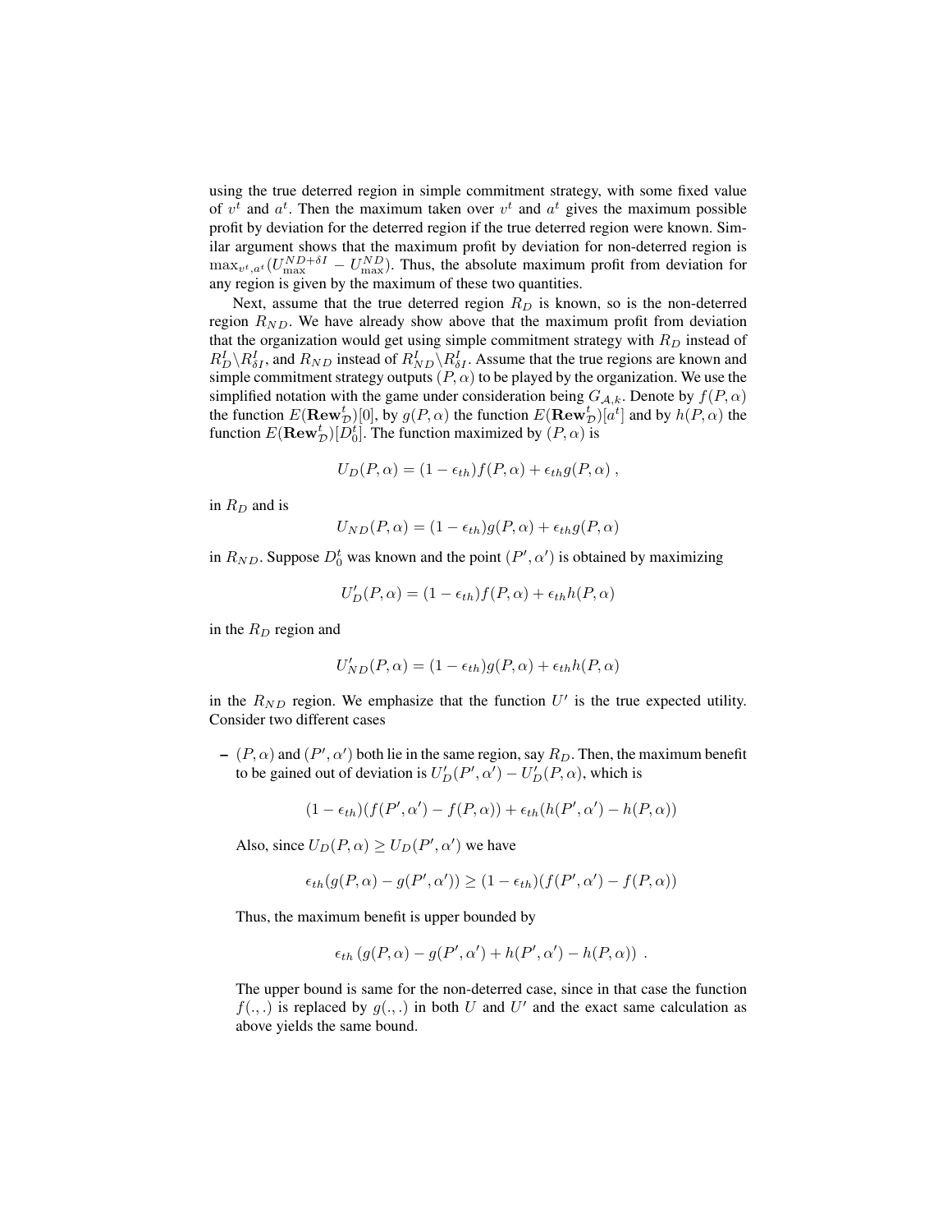using the true deterred region in simple commitment strategy, with some fixed value of $v^t$ and $a^t$. Then the maximum taken over $v^t$ and $a^t$ gives the maximum possible profit by deviation for the deterred region if the true deterred region were known. Similar argument shows that the maximum profit by deviation for non-deterred region is $\max_{v^t,a^t}(U^{ND+\delta I}_{\max} - U^{ND}_{\max})$. Thus, the absolute maximum profit from deviation for any region is given by the maximum of these two quantities.

Next, assume that the true deterred region $R_D$ is known, so is the non-deterred region $R_{ND}$. We have already show above that the maximum profit from deviation that the organization would get using simple commitment strategy with $R_D$ instead of $R^I_D \backslash R^I_{\delta I}$, and $R_{ND}$ instead of $R^I_{ND} \backslash R^I_{\delta I}$. Assume that the true regions are known and simple commitment strategy outputs $(P, \alpha)$ to be played by the organization. We use the simplified notation with the game under consideration being $G_{\mathcal{A},k}$. Denote by $f(P, \alpha)$ the function $E(\mathbf{Rew}^t_{\mathcal{D}})[0]$, by $g(P, \alpha)$ the function $E(\mathbf{Rew}^t_{\mathcal{D}})[a^t]$ and by $h(P, \alpha)$ the function $E(\mathbf{Rew}^t_{\mathcal{D}})[D^t_0]$. The function maximized by $(P, \alpha)$ is

$$U_D(P, \alpha) = (1 - \epsilon_{th}) f(P, \alpha) + \epsilon_{th} g(P, \alpha) \ ,$$

in $R_D$ and is

$$U_{ND}(P, \alpha) = (1 - \epsilon_{th}) g(P, \alpha) + \epsilon_{th} g(P, \alpha)$$

in $R_{ND}$. Suppose $D^t_0$ was known and the point $(P', \alpha')$ is obtained by maximizing

$$U'_D(P, \alpha) = (1 - \epsilon_{th}) f(P, \alpha) + \epsilon_{th} h(P, \alpha)$$

in the $R_D$ region and

$$U'_{ND}(P, \alpha) = (1 - \epsilon_{th}) g(P, \alpha) + \epsilon_{th} h(P, \alpha)$$

in the $R_{ND}$ region. We emphasize that the function $U'$ is the true expected utility. Consider two different cases

- $(P, \alpha)$ and $(P', \alpha')$ both lie in the same region, say $R_D$. Then, the maximum benefit to be gained out of deviation is $U'_D(P', \alpha') - U'_D(P, \alpha)$, which is

  $$(1 - \epsilon_{th})(f(P', \alpha') - f(P, \alpha)) + \epsilon_{th}(h(P', \alpha') - h(P, \alpha))$$

  Also, since $U_D(P, \alpha) \geq U_D(P', \alpha')$ we have

  $$\epsilon_{th}(g(P, \alpha) - g(P', \alpha')) \geq (1 - \epsilon_{th})(f(P', \alpha') - f(P, \alpha))$$

  Thus, the maximum benefit is upper bounded by

  $$\epsilon_{th}\left(g(P, \alpha) - g(P', \alpha') + h(P', \alpha') - h(P, \alpha)\right) \ .$$

  The upper bound is same for the non-deterred case, since in that case the function $f(.,.)$ is replaced by $g(.,.)$ in both $U$ and $U'$ and the exact same calculation as above yields the same bound.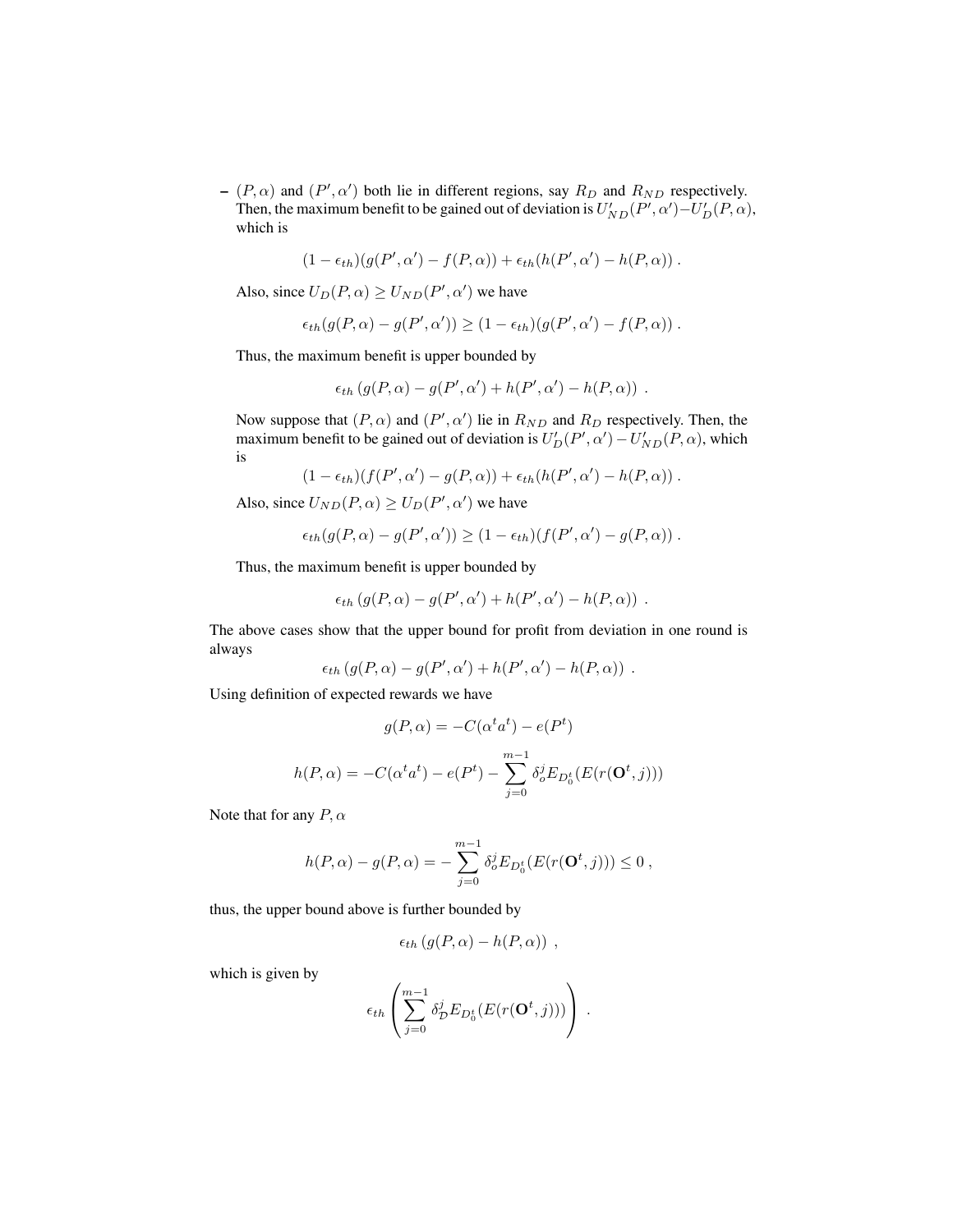– $(P, \alpha)$ and $(P', \alpha')$ both lie in different regions, say $R_D$ and $R_{ND}$ respectively. Then, the maximum benefit to be gained out of deviation is $U'_{ND}(P', \alpha') - U'_D(P, \alpha)$, which is

$$(1 - \epsilon_{th})(g(P', \alpha') - f(P, \alpha)) + \epsilon_{th}(h(P', \alpha') - h(P, \alpha)) \; .$$

Also, since $U_D(P, \alpha) \geq U_{ND}(P', \alpha')$ we have

$$\epsilon_{th}(g(P, \alpha) - g(P', \alpha')) \geq (1 - \epsilon_{th})(g(P', \alpha') - f(P, \alpha)) \; .$$

Thus, the maximum benefit is upper bounded by

$$\epsilon_{th} \left( g(P, \alpha) - g(P', \alpha') + h(P', \alpha') - h(P, \alpha) \right) \; .$$

Now suppose that $(P, \alpha)$ and $(P', \alpha')$ lie in $R_{ND}$ and $R_D$ respectively. Then, the maximum benefit to be gained out of deviation is $U'_D(P', \alpha') - U'_{ND}(P, \alpha)$, which is

$$(1 - \epsilon_{th})(f(P', \alpha') - g(P, \alpha)) + \epsilon_{th}(h(P', \alpha') - h(P, \alpha)) \; .$$

Also, since $U_{ND}(P, \alpha) \geq U_D(P', \alpha')$ we have

$$\epsilon_{th}(g(P, \alpha) - g(P', \alpha')) \geq (1 - \epsilon_{th})(f(P', \alpha') - g(P, \alpha)) \; .$$

Thus, the maximum benefit is upper bounded by

$$\epsilon_{th} \left( g(P, \alpha) - g(P', \alpha') + h(P', \alpha') - h(P, \alpha) \right) \; .$$

The above cases show that the upper bound for profit from deviation in one round is always

$$\epsilon_{th} \left( g(P, \alpha) - g(P', \alpha') + h(P', \alpha') - h(P, \alpha) \right) \; .$$

Using definition of expected rewards we have

$$g(P, \alpha) = -C(\alpha^t a^t) - e(P^t)$$

$$h(P, \alpha) = -C(\alpha^t a^t) - e(P^t) - \sum_{j=0}^{m-1} \delta_o^j E_{D_0^t}(E(r(\mathbf{O}^t, j)))$$

Note that for any $P, \alpha$

$$h(P, \alpha) - g(P, \alpha) = - \sum_{j=0}^{m-1} \delta_o^j E_{D_0^t}(E(r(\mathbf{O}^t, j))) \leq 0 \; ,$$

thus, the upper bound above is further bounded by

$$\epsilon_{th} \left( g(P, \alpha) - h(P, \alpha) \right) \; ,$$

which is given by

$$\epsilon_{th} \left( \sum_{j=0}^{m-1} \delta_{\mathcal{D}}^j E_{D_0^t}(E(r(\mathbf{O}^t, j))) \right) \; .$$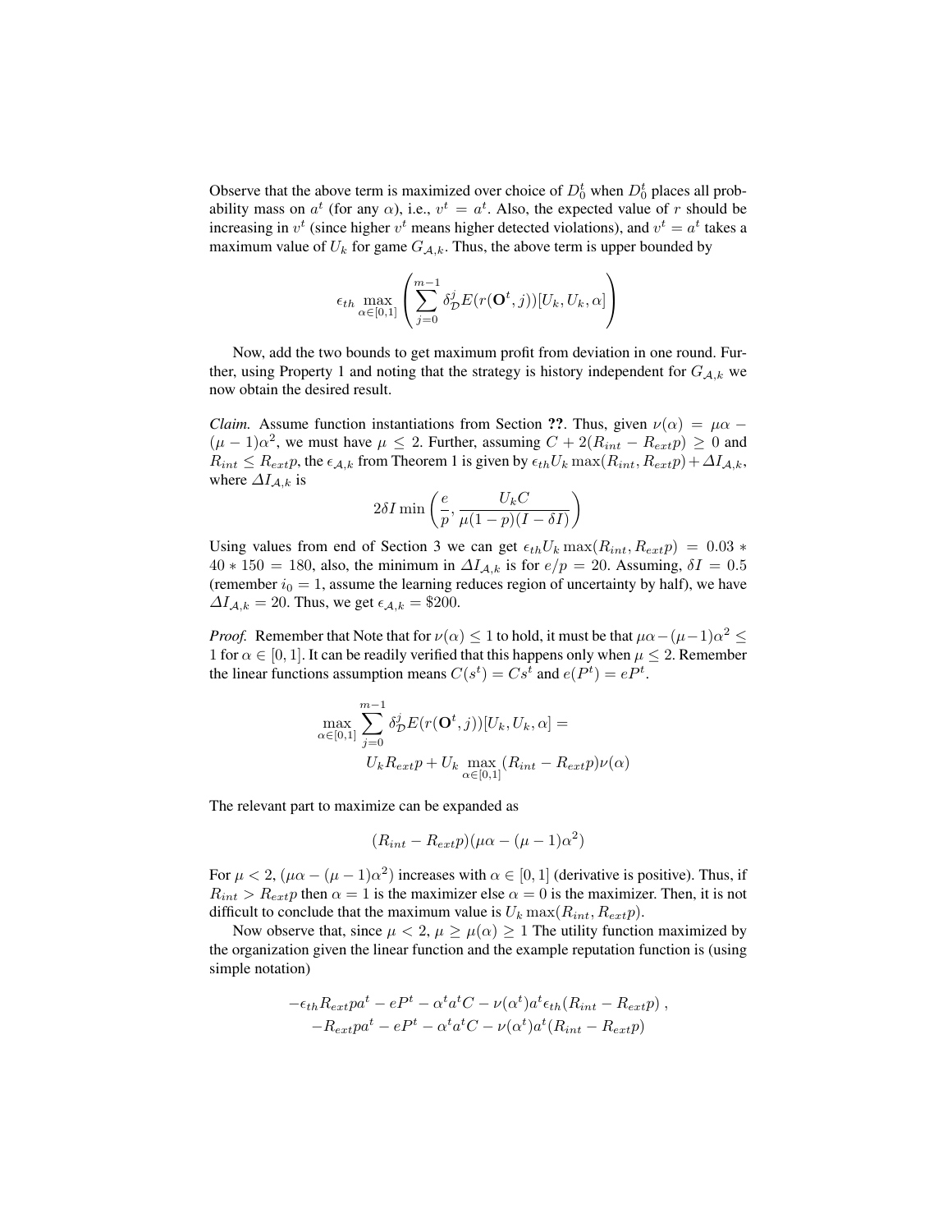Observe that the above term is maximized over choice of $D_0^t$ when $D_0^t$ places all probability mass on $a^t$ (for any $\alpha$), i.e., $v^t = a^t$. Also, the expected value of $r$ should be increasing in $v^t$ (since higher $v^t$ means higher detected violations), and $v^t = a^t$ takes a maximum value of $U_k$ for game $G_{\mathcal{A},k}$. Thus, the above term is upper bounded by

$$\epsilon_{th} \max_{\alpha \in [0,1]} \left( \sum_{j=0}^{m-1} \delta_{\mathcal{D}}^j E(r(\mathbf{O}^t, j))[U_k, U_k, \alpha] \right)$$

Now, add the two bounds to get maximum profit from deviation in one round. Further, using Property 1 and noting that the strategy is history independent for $G_{\mathcal{A},k}$ we now obtain the desired result.

*Claim.* Assume function instantiations from Section **??**. Thus, given $\nu(\alpha) = \mu\alpha - (\mu - 1)\alpha^2$, we must have $\mu \leq 2$. Further, assuming $C + 2(R_{int} - R_{ext}p) \geq 0$ and $R_{int} \leq R_{ext}p$, the $\epsilon_{\mathcal{A},k}$ from Theorem 1 is given by $\epsilon_{th} U_k \max(R_{int}, R_{ext}p) + \Delta I_{\mathcal{A},k}$, where $\Delta I_{\mathcal{A},k}$ is

$$2\delta I \min \left( \frac{e}{p}, \frac{U_k C}{\mu(1-p)(I - \delta I)} \right)$$

Using values from end of Section 3 we can get $\epsilon_{th} U_k \max(R_{int}, R_{ext}p) = 0.03 * 40 * 150 = 180$, also, the minimum in $\Delta I_{\mathcal{A},k}$ is for $e/p = 20$. Assuming, $\delta I = 0.5$ (remember $i_0 = 1$, assume the learning reduces region of uncertainty by half), we have $\Delta I_{\mathcal{A},k} = 20$. Thus, we get $\epsilon_{\mathcal{A},k} = \$200$.

*Proof.* Remember that Note that for $\nu(\alpha) \leq 1$ to hold, it must be that $\mu\alpha - (\mu - 1)\alpha^2 \leq 1$ for $\alpha \in [0,1]$. It can be readily verified that this happens only when $\mu \leq 2$. Remember the linear functions assumption means $C(s^t) = Cs^t$ and $e(P^t) = eP^t$.

$$\max_{\alpha \in [0,1]} \sum_{j=0}^{m-1} \delta_{\mathcal{D}}^j E(r(\mathbf{O}^t, j))[U_k, U_k, \alpha] = U_k R_{ext} p + U_k \max_{\alpha \in [0,1]} (R_{int} - R_{ext}p)\nu(\alpha)$$

The relevant part to maximize can be expanded as

$$(R_{int} - R_{ext}p)(\mu\alpha - (\mu - 1)\alpha^2)$$

For $\mu < 2$, $(\mu\alpha - (\mu - 1)\alpha^2)$ increases with $\alpha \in [0,1]$ (derivative is positive). Thus, if $R_{int} > R_{ext}p$ then $\alpha = 1$ is the maximizer else $\alpha = 0$ is the maximizer. Then, it is not difficult to conclude that the maximum value is $U_k \max(R_{int}, R_{ext}p)$.

Now observe that, since $\mu < 2$, $\mu \geq \mu(\alpha) \geq 1$ The utility function maximized by the organization given the linear function and the example reputation function is (using simple notation)

$$-\epsilon_{th} R_{ext} p a^t - eP^t - \alpha^t a^t C - \nu(\alpha^t) a^t \epsilon_{th} (R_{int} - R_{ext}p) \,,$$
$$-R_{ext} p a^t - eP^t - \alpha^t a^t C - \nu(\alpha^t) a^t (R_{int} - R_{ext}p)$$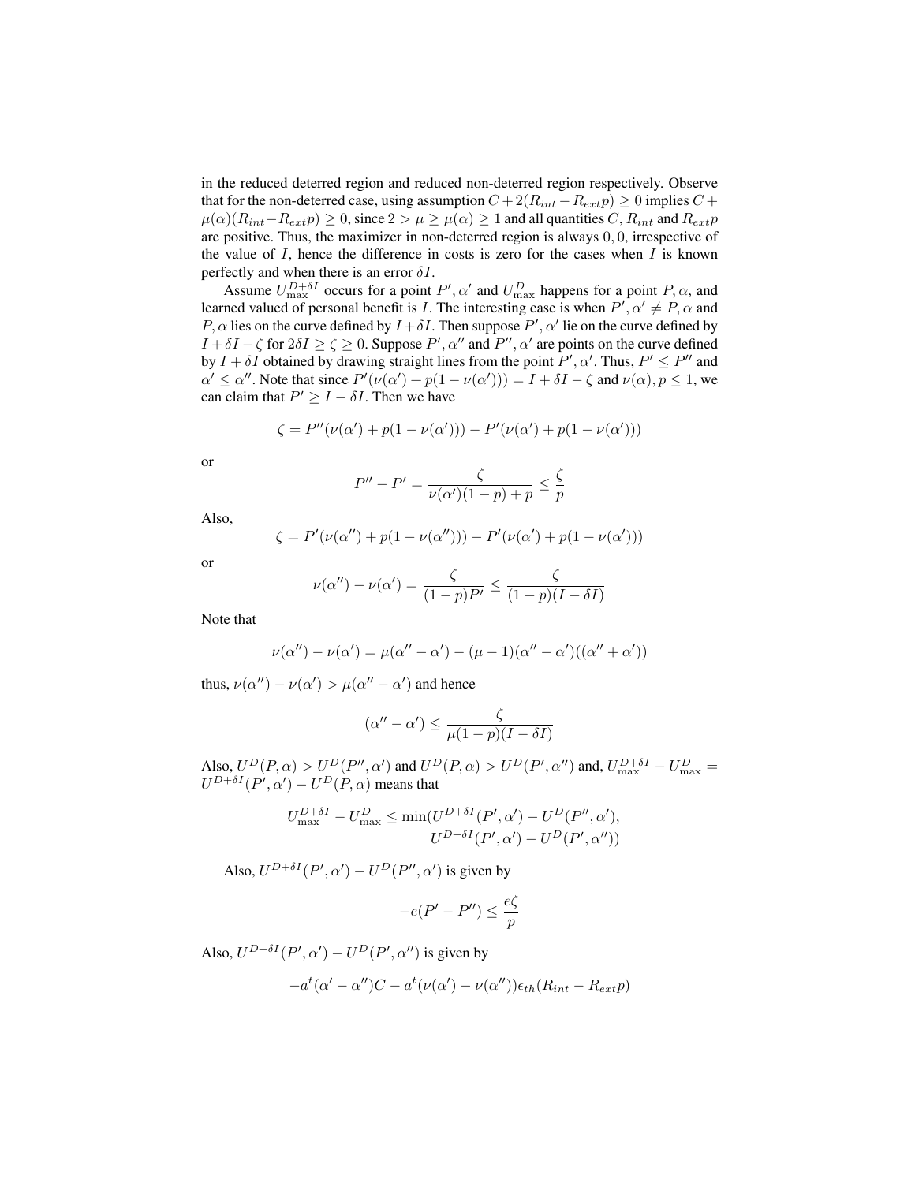in the reduced deterred region and reduced non-deterred region respectively. Observe that for the non-deterred case, using assumption $C + 2(R_{int} - R_{ext}p) \geq 0$ implies $C + \mu(\alpha)(R_{int} - R_{ext}p) \geq 0$, since $2 > \mu \geq \mu(\alpha) \geq 1$ and all quantities $C$, $R_{int}$ and $R_{ext}p$ are positive. Thus, the maximizer in non-deterred region is always $0, 0$, irrespective of the value of $I$, hence the difference in costs is zero for the cases when $I$ is known perfectly and when there is an error $\delta I$.

Assume $U^{D+\delta I}_{\max}$ occurs for a point $P', \alpha'$ and $U^{D}_{\max}$ happens for a point $P, \alpha$, and learned valued of personal benefit is $I$. The interesting case is when $P', \alpha' \neq P, \alpha$ and $P, \alpha$ lies on the curve defined by $I + \delta I$. Then suppose $P', \alpha'$ lie on the curve defined by $I + \delta I - \zeta$ for $2\delta I \geq \zeta \geq 0$. Suppose $P', \alpha''$ and $P'', \alpha'$ are points on the curve defined by $I + \delta I$ obtained by drawing straight lines from the point $P', \alpha'$. Thus, $P' \leq P''$ and $\alpha' \leq \alpha''$. Note that since $P'(\nu(\alpha') + p(1 - \nu(\alpha'))) = I + \delta I - \zeta$ and $\nu(\alpha), p \leq 1$, we can claim that $P' \geq I - \delta I$. Then we have

$$\zeta = P''(\nu(\alpha') + p(1 - \nu(\alpha'))) - P'(\nu(\alpha') + p(1 - \nu(\alpha')))$$

or

$$P'' - P' = \frac{\zeta}{\nu(\alpha')(1-p) + p} \leq \frac{\zeta}{p}$$

Also,

$$\zeta = P'(\nu(\alpha'') + p(1 - \nu(\alpha''))) - P'(\nu(\alpha') + p(1 - \nu(\alpha')))$$

or

$$\nu(\alpha'') - \nu(\alpha') = \frac{\zeta}{(1-p)P'} \leq \frac{\zeta}{(1-p)(I - \delta I)}$$

Note that

$$\nu(\alpha'') - \nu(\alpha') = \mu(\alpha'' - \alpha') - (\mu - 1)(\alpha'' - \alpha')((\alpha'' + \alpha'))$$

thus, $\nu(\alpha'') - \nu(\alpha') > \mu(\alpha'' - \alpha')$ and hence

$$(\alpha'' - \alpha') \leq \frac{\zeta}{\mu(1-p)(I - \delta I)}$$

Also, $U^D(P, \alpha) > U^D(P'', \alpha')$ and $U^D(P, \alpha) > U^D(P', \alpha'')$ and, $U^{D+\delta I}_{\max} - U^{D}_{\max} = U^{D+\delta I}(P', \alpha') - U^D(P, \alpha)$ means that

$$\begin{aligned} U^{D+\delta I}_{\max} - U^{D}_{\max} \leq \min(&U^{D+\delta I}(P', \alpha') - U^D(P'', \alpha'), \\ &U^{D+\delta I}(P', \alpha') - U^D(P', \alpha'')) \end{aligned}$$

Also, $U^{D+\delta I}(P', \alpha') - U^D(P'', \alpha')$ is given by

$$-e(P' - P'') \leq \frac{e\zeta}{p}$$

Also, $U^{D+\delta I}(P', \alpha') - U^D(P', \alpha'')$ is given by

$$-a^t(\alpha' - \alpha'')C - a^t(\nu(\alpha') - \nu(\alpha''))\epsilon_{th}(R_{int} - R_{ext}p)$$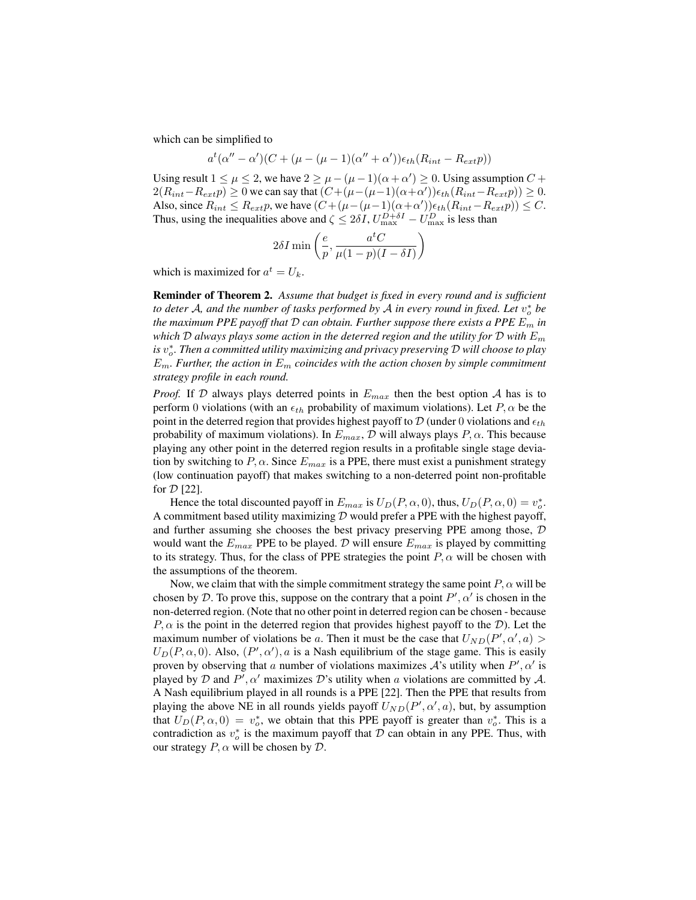which can be simplified to

$$a^t(\alpha'' - \alpha')(C + (\mu - (\mu - 1)(\alpha'' + \alpha'))\epsilon_{th}(R_{int} - R_{ext}p))$$

Using result $1 \leq \mu \leq 2$, we have $2 \geq \mu - (\mu - 1)(\alpha + \alpha') \geq 0$. Using assumption $C + 2(R_{int} - R_{ext}p) \geq 0$ we can say that $(C + (\mu - (\mu-1)(\alpha+\alpha'))\epsilon_{th}(R_{int} - R_{ext}p)) \geq 0$. Also, since $R_{int} \leq R_{ext}p$, we have $(C + (\mu - (\mu-1)(\alpha+\alpha'))\epsilon_{th}(R_{int} - R_{ext}p)) \leq C$. Thus, using the inequalities above and $\zeta \leq 2\delta I$, $U_{\max}^{D+\delta I} - U_{\max}^{D}$ is less than

$$2\delta I \min\left(\frac{e}{p}, \frac{a^t C}{\mu(1-p)(I - \delta I)}\right)$$

which is maximized for $a^t = U_k$.

**Reminder of Theorem 2.** *Assume that budget is fixed in every round and is sufficient to deter $\mathcal{A}$, and the number of tasks performed by $\mathcal{A}$ in every round in fixed. Let $v_o^*$ be the maximum PPE payoff that $\mathcal{D}$ can obtain. Further suppose there exists a PPE $E_m$ in which $\mathcal{D}$ always plays some action in the deterred region and the utility for $\mathcal{D}$ with $E_m$ is $v_o^*$. Then a committed utility maximizing and privacy preserving $\mathcal{D}$ will choose to play $E_m$. Further, the action in $E_m$ coincides with the action chosen by simple commitment strategy profile in each round.*

*Proof.* If $\mathcal{D}$ always plays deterred points in $E_{max}$ then the best option $\mathcal{A}$ has is to perform 0 violations (with an $\epsilon_{th}$ probability of maximum violations). Let $P, \alpha$ be the point in the deterred region that provides highest payoff to $\mathcal{D}$ (under 0 violations and $\epsilon_{th}$ probability of maximum violations). In $E_{max}$, $\mathcal{D}$ will always plays $P, \alpha$. This because playing any other point in the deterred region results in a profitable single stage deviation by switching to $P, \alpha$. Since $E_{max}$ is a PPE, there must exist a punishment strategy (low continuation payoff) that makes switching to a non-deterred point non-profitable for $\mathcal{D}$ [22].

Hence the total discounted payoff in $E_{max}$ is $U_D(P, \alpha, 0)$, thus, $U_D(P, \alpha, 0) = v_o^*$. A commitment based utility maximizing $\mathcal{D}$ would prefer a PPE with the highest payoff, and further assuming she chooses the best privacy preserving PPE among those, $\mathcal{D}$ would want the $E_{max}$ PPE to be played. $\mathcal{D}$ will ensure $E_{max}$ is played by committing to its strategy. Thus, for the class of PPE strategies the point $P, \alpha$ will be chosen with the assumptions of the theorem.

Now, we claim that with the simple commitment strategy the same point $P, \alpha$ will be chosen by $\mathcal{D}$. To prove this, suppose on the contrary that a point $P', \alpha'$ is chosen in the non-deterred region. (Note that no other point in deterred region can be chosen - because $P, \alpha$ is the point in the deterred region that provides highest payoff to the $\mathcal{D}$). Let the maximum number of violations be $a$. Then it must be the case that $U_{ND}(P', \alpha', a) > U_D(P, \alpha, 0)$. Also, $(P', \alpha'), a$ is a Nash equilibrium of the stage game. This is easily proven by observing that $a$ number of violations maximizes $\mathcal{A}$'s utility when $P', \alpha'$ is played by $\mathcal{D}$ and $P', \alpha'$ maximizes $\mathcal{D}$'s utility when $a$ violations are committed by $\mathcal{A}$. A Nash equilibrium played in all rounds is a PPE [22]. Then the PPE that results from playing the above NE in all rounds yields payoff $U_{ND}(P', \alpha', a)$, but, by assumption that $U_D(P, \alpha, 0) = v_o^*$, we obtain that this PPE payoff is greater than $v_o^*$. This is a contradiction as $v_o^*$ is the maximum payoff that $\mathcal{D}$ can obtain in any PPE. Thus, with our strategy $P, \alpha$ will be chosen by $\mathcal{D}$.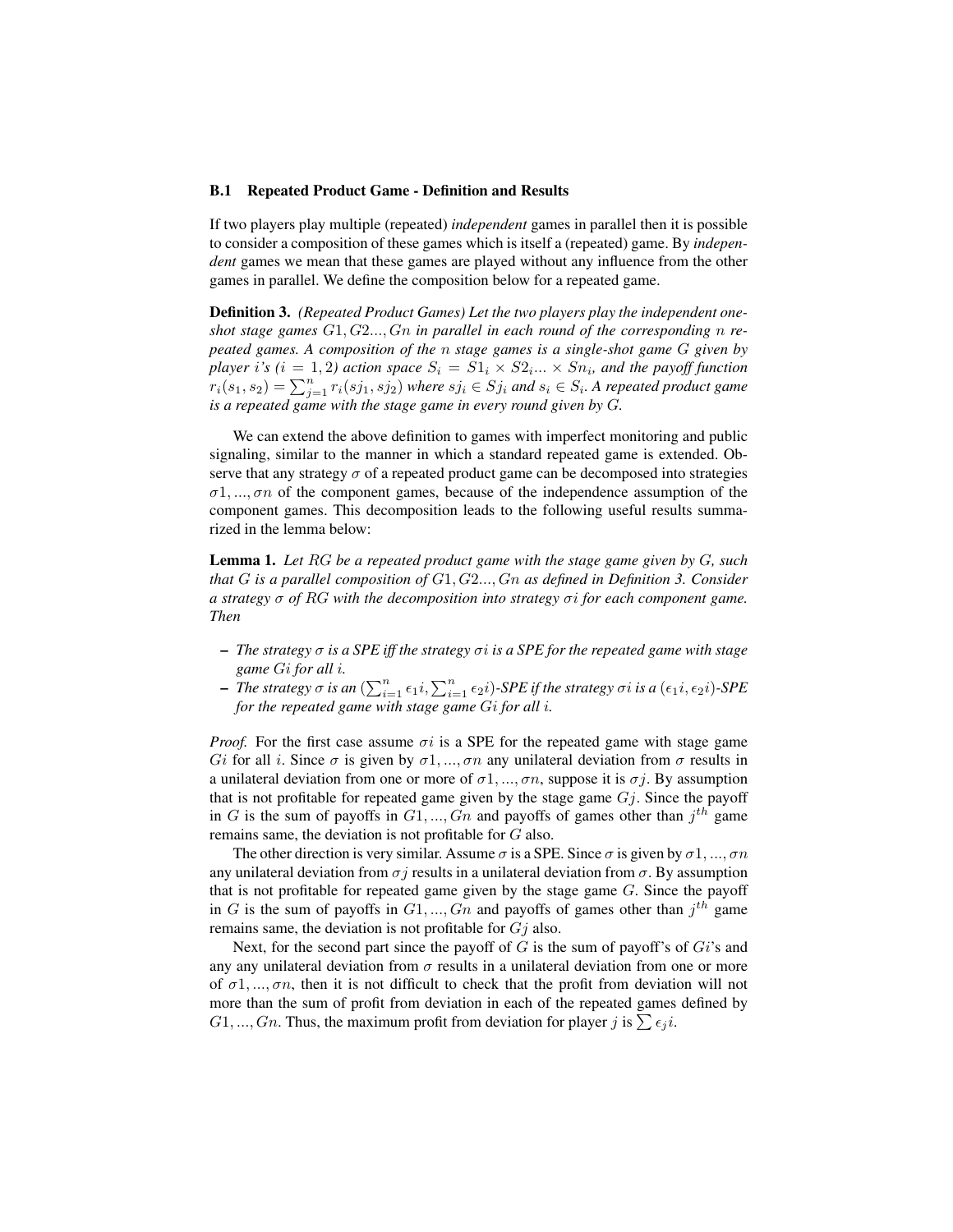### B.1 Repeated Product Game - Definition and Results

If two players play multiple (repeated) *independent* games in parallel then it is possible to consider a composition of these games which is itself a (repeated) game. By *independent* games we mean that these games are played without any influence from the other games in parallel. We define the composition below for a repeated game.

**Definition 3.** *(Repeated Product Games) Let the two players play the independent one-shot stage games $G1, G2..., Gn$ in parallel in each round of the corresponding $n$ repeated games. A composition of the $n$ stage games is a single-shot game $G$ given by player $i$'s ($i = 1, 2$) action space $S_i = S1_i \times S2_i ... \times Sn_i$, and the payoff function $r_i(s_1, s_2) = \sum_{j=1}^{n} r_i(sj_1, sj_2)$ where $sj_i \in Sj_i$ and $s_i \in S_i$. A repeated product game is a repeated game with the stage game in every round given by $G$.*

We can extend the above definition to games with imperfect monitoring and public signaling, similar to the manner in which a standard repeated game is extended. Observe that any strategy $\sigma$ of a repeated product game can be decomposed into strategies $\sigma 1, ..., \sigma n$ of the component games, because of the independence assumption of the component games. This decomposition leads to the following useful results summarized in the lemma below:

**Lemma 1.** *Let $RG$ be a repeated product game with the stage game given by $G$, such that $G$ is a parallel composition of $G1, G2..., Gn$ as defined in Definition 3. Consider a strategy $\sigma$ of $RG$ with the decomposition into strategy $\sigma i$ for each component game. Then*

- *The strategy $\sigma$ is a SPE iff the strategy $\sigma i$ is a SPE for the repeated game with stage game $Gi$ for all $i$.*
- *The strategy $\sigma$ is an $(\sum_{i=1}^{n} \epsilon_1 i, \sum_{i=1}^{n} \epsilon_2 i)$-SPE if the strategy $\sigma i$ is a $(\epsilon_1 i, \epsilon_2 i)$-SPE for the repeated game with stage game $Gi$ for all $i$.*

*Proof.* For the first case assume $\sigma i$ is a SPE for the repeated game with stage game $Gi$ for all $i$. Since $\sigma$ is given by $\sigma 1, ..., \sigma n$ any unilateral deviation from $\sigma$ results in a unilateral deviation from one or more of $\sigma 1, ..., \sigma n$, suppose it is $\sigma j$. By assumption that is not profitable for repeated game given by the stage game $Gj$. Since the payoff in $G$ is the sum of payoffs in $G1, ..., Gn$ and payoffs of games other than $j^{th}$ game remains same, the deviation is not profitable for $G$ also.

The other direction is very similar. Assume $\sigma$ is a SPE. Since $\sigma$ is given by $\sigma 1, ..., \sigma n$ any unilateral deviation from $\sigma j$ results in a unilateral deviation from $\sigma$. By assumption that is not profitable for repeated game given by the stage game $G$. Since the payoff in $G$ is the sum of payoffs in $G1, ..., Gn$ and payoffs of games other than $j^{th}$ game remains same, the deviation is not profitable for $Gj$ also.

Next, for the second part since the payoff of $G$ is the sum of payoff's of $Gi$'s and any any unilateral deviation from $\sigma$ results in a unilateral deviation from one or more of $\sigma 1, ..., \sigma n$, then it is not difficult to check that the profit from deviation will not more than the sum of profit from deviation in each of the repeated games defined by $G1, ..., Gn$. Thus, the maximum profit from deviation for player $j$ is $\sum \epsilon_j i$.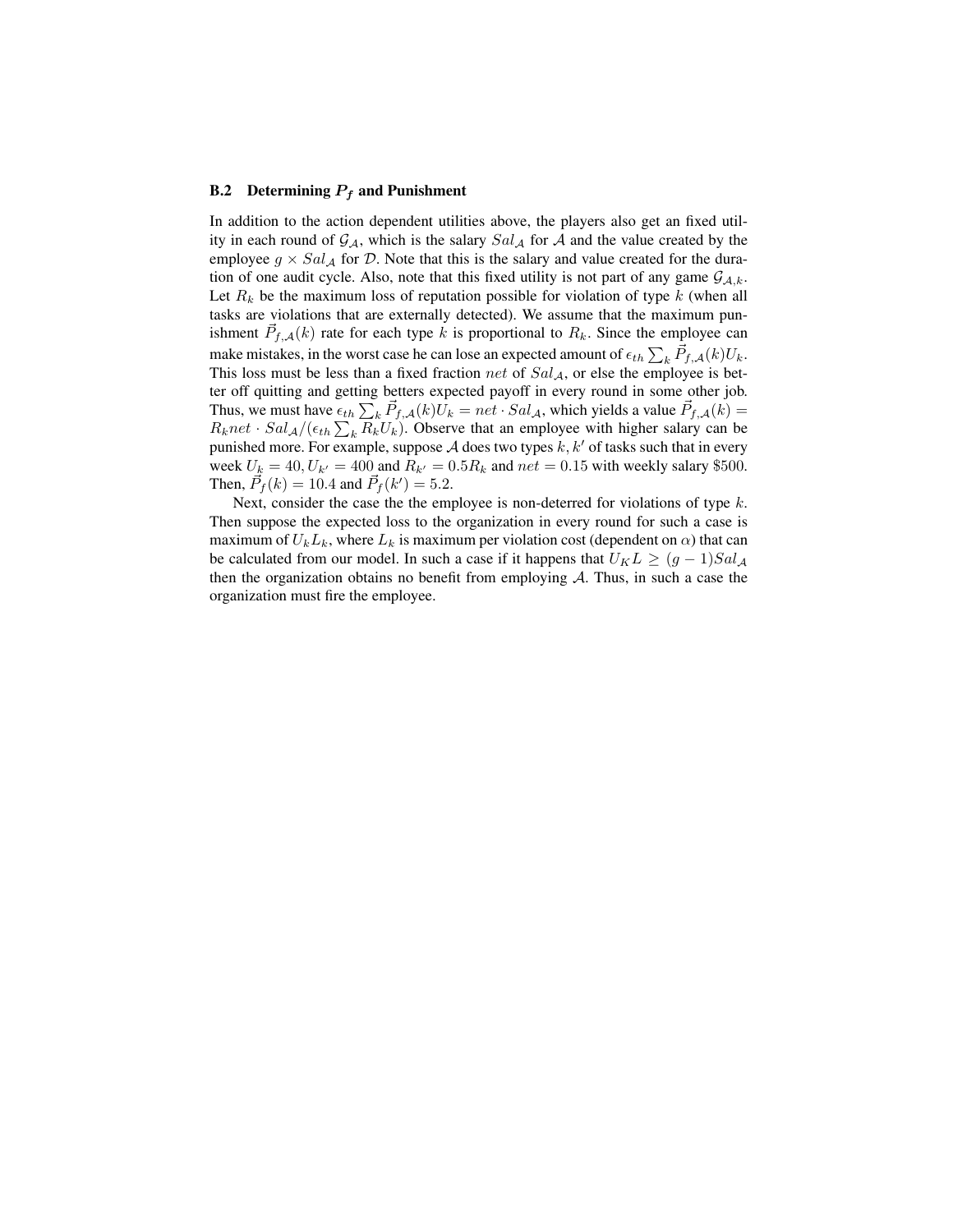### B.2 Determining $P_f$ and Punishment

In addition to the action dependent utilities above, the players also get an fixed utility in each round of $\mathcal{G}_{\mathcal{A}}$, which is the salary $Sal_{\mathcal{A}}$ for $\mathcal{A}$ and the value created by the employee $g \times Sal_{\mathcal{A}}$ for $\mathcal{D}$. Note that this is the salary and value created for the duration of one audit cycle. Also, note that this fixed utility is not part of any game $\mathcal{G}_{\mathcal{A},k}$. Let $R_k$ be the maximum loss of reputation possible for violation of type $k$ (when all tasks are violations that are externally detected). We assume that the maximum punishment $\vec{P}_{f,\mathcal{A}}(k)$ rate for each type $k$ is proportional to $R_k$. Since the employee can make mistakes, in the worst case he can lose an expected amount of $\epsilon_{th} \sum_k \vec{P}_{f,\mathcal{A}}(k) U_k$. This loss must be less than a fixed fraction $net$ of $Sal_{\mathcal{A}}$, or else the employee is better off quitting and getting betters expected payoff in every round in some other job. Thus, we must have $\epsilon_{th} \sum_k \vec{P}_{f,\mathcal{A}}(k) U_k = net \cdot Sal_{\mathcal{A}}$, which yields a value $\vec{P}_{f,\mathcal{A}}(k) = R_k net \cdot Sal_{\mathcal{A}} / (\epsilon_{th} \sum_k R_k U_k)$. Observe that an employee with higher salary can be punished more. For example, suppose $\mathcal{A}$ does two types $k, k'$ of tasks such that in every week $U_k = 40, U_{k'} = 400$ and $R_{k'} = 0.5 R_k$ and $net = 0.15$ with weekly salary \$500. Then, $\vec{P}_f(k) = 10.4$ and $\vec{P}_f(k') = 5.2$.

Next, consider the case the the employee is non-deterred for violations of type $k$. Then suppose the expected loss to the organization in every round for such a case is maximum of $U_k L_k$, where $L_k$ is maximum per violation cost (dependent on $\alpha$) that can be calculated from our model. In such a case if it happens that $U_K L \geq (g-1) Sal_{\mathcal{A}}$ then the organization obtains no benefit from employing $\mathcal{A}$. Thus, in such a case the organization must fire the employee.